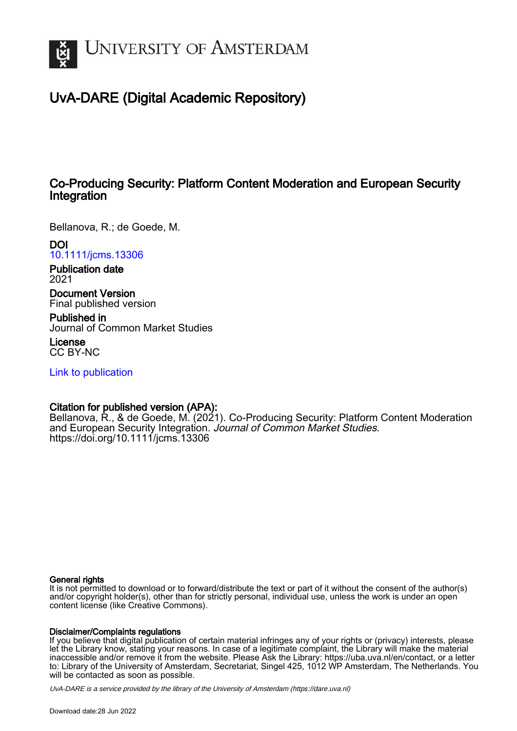# University of Amsterdam

## UvA-DARE (Digital Academic Repository)

### Co-Producing Security: Platform Content Moderation and European Security Integration

Bellanova, R.; de Goede, M.

**DOI**
10.1111/jcms.13306

**Publication date**
2021

**Document Version**
Final published version

**Published in**
Journal of Common Market Studies

**License**
CC BY-NC

Link to publication

**Citation for published version (APA):**
Bellanova, R., & de Goede, M. (2021). Co-Producing Security: Platform Content Moderation and European Security Integration. *Journal of Common Market Studies*. https://doi.org/10.1111/jcms.13306

**General rights**
It is not permitted to download or to forward/distribute the text or part of it without the consent of the author(s) and/or copyright holder(s), other than for strictly personal, individual use, unless the work is under an open content license (like Creative Commons).

**Disclaimer/Complaints regulations**
If you believe that digital publication of certain material infringes any of your rights or (privacy) interests, please let the Library know, stating your reasons. In case of a legitimate complaint, the Library will make the material inaccessible and/or remove it from the website. Please Ask the Library: https://uba.uva.nl/en/contact, or a letter to: Library of the University of Amsterdam, Secretariat, Singel 425, 1012 WP Amsterdam, The Netherlands. You will be contacted as soon as possible.

*UvA-DARE is a service provided by the library of the University of Amsterdam (https://dare.uva.nl)*

Download date:28 Jun 2022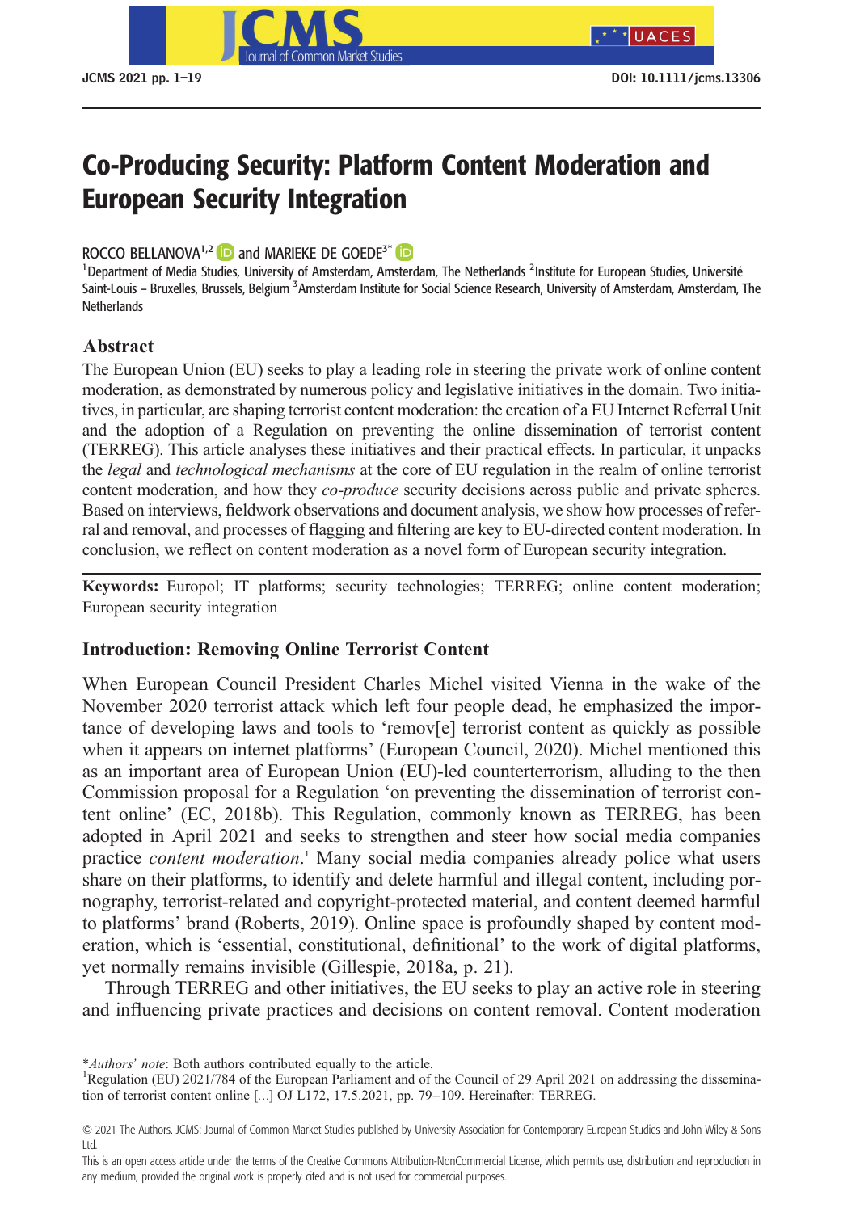# Co-Producing Security: Platform Content Moderation and European Security Integration

ROCCO BELLANOVA[1,2] and MARIEKE DE GOEDE[3*]

[1]Department of Media Studies, University of Amsterdam, Amsterdam, The Netherlands [2]Institute for European Studies, Université Saint-Louis – Bruxelles, Brussels, Belgium [3]Amsterdam Institute for Social Science Research, University of Amsterdam, Amsterdam, The Netherlands

## Abstract

The European Union (EU) seeks to play a leading role in steering the private work of online content moderation, as demonstrated by numerous policy and legislative initiatives in the domain. Two initiatives, in particular, are shaping terrorist content moderation: the creation of a EU Internet Referral Unit and the adoption of a Regulation on preventing the online dissemination of terrorist content (TERREG). This article analyses these initiatives and their practical effects. In particular, it unpacks the *legal* and *technological mechanisms* at the core of EU regulation in the realm of online terrorist content moderation, and how they *co-produce* security decisions across public and private spheres. Based on interviews, fieldwork observations and document analysis, we show how processes of referral and removal, and processes of flagging and filtering are key to EU-directed content moderation. In conclusion, we reflect on content moderation as a novel form of European security integration.

**Keywords:** Europol; IT platforms; security technologies; TERREG; online content moderation; European security integration

## Introduction: Removing Online Terrorist Content

When European Council President Charles Michel visited Vienna in the wake of the November 2020 terrorist attack which left four people dead, he emphasized the importance of developing laws and tools to 'remov[e] terrorist content as quickly as possible when it appears on internet platforms' (European Council, 2020). Michel mentioned this as an important area of European Union (EU)-led counterterrorism, alluding to the then Commission proposal for a Regulation 'on preventing the dissemination of terrorist content online' (EC, 2018b). This Regulation, commonly known as TERREG, has been adopted in April 2021 and seeks to strengthen and steer how social media companies practice *content moderation*.[1] Many social media companies already police what users share on their platforms, to identify and delete harmful and illegal content, including pornography, terrorist-related and copyright-protected material, and content deemed harmful to platforms' brand (Roberts, 2019). Online space is profoundly shaped by content moderation, which is 'essential, constitutional, definitional' to the work of digital platforms, yet normally remains invisible (Gillespie, 2018a, p. 21).

Through TERREG and other initiatives, the EU seeks to play an active role in steering and influencing private practices and decisions on content removal. Content moderation

*\*Authors' note*: Both authors contributed equally to the article.

[1]Regulation (EU) 2021/784 of the European Parliament and of the Council of 29 April 2021 on addressing the dissemination of terrorist content online [...] OJ L172, 17.5.2021, pp. 79–109. Hereinafter: TERREG.

© 2021 The Authors. JCMS: Journal of Common Market Studies published by University Association for Contemporary European Studies and John Wiley & Sons Ltd.

This is an open access article under the terms of the Creative Commons Attribution-NonCommercial License, which permits use, distribution and reproduction in any medium, provided the original work is properly cited and is not used for commercial purposes.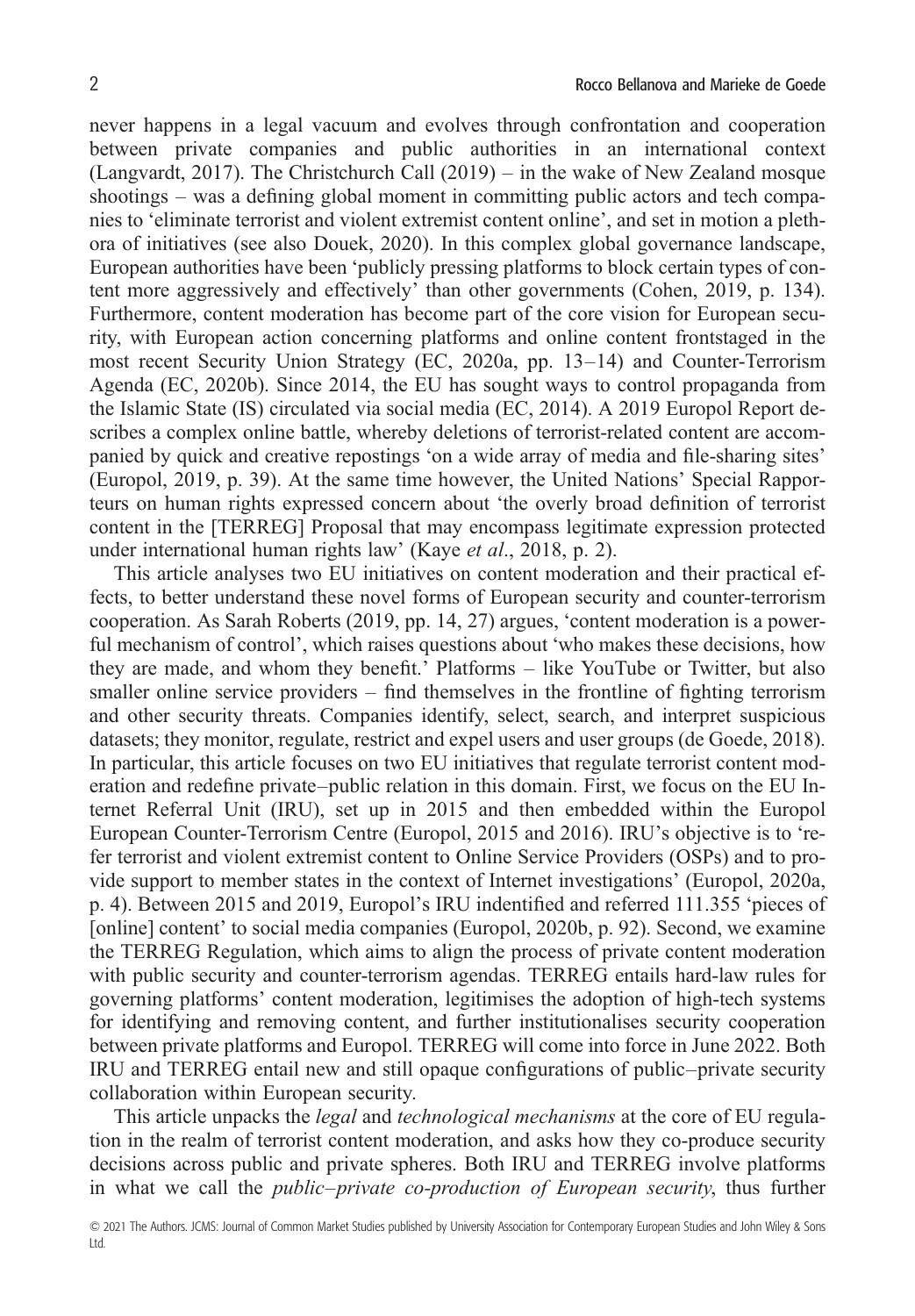never happens in a legal vacuum and evolves through confrontation and cooperation between private companies and public authorities in an international context (Langvardt, 2017). The Christchurch Call (2019) – in the wake of New Zealand mosque shootings – was a defining global moment in committing public actors and tech companies to 'eliminate terrorist and violent extremist content online', and set in motion a plethora of initiatives (see also Douek, 2020). In this complex global governance landscape, European authorities have been 'publicly pressing platforms to block certain types of content more aggressively and effectively' than other governments (Cohen, 2019, p. 134). Furthermore, content moderation has become part of the core vision for European security, with European action concerning platforms and online content frontstaged in the most recent Security Union Strategy (EC, 2020a, pp. 13–14) and Counter-Terrorism Agenda (EC, 2020b). Since 2014, the EU has sought ways to control propaganda from the Islamic State (IS) circulated via social media (EC, 2014). A 2019 Europol Report describes a complex online battle, whereby deletions of terrorist-related content are accompanied by quick and creative repostings 'on a wide array of media and file-sharing sites' (Europol, 2019, p. 39). At the same time however, the United Nations' Special Rapporteurs on human rights expressed concern about 'the overly broad definition of terrorist content in the [TERREG] Proposal that may encompass legitimate expression protected under international human rights law' (Kaye *et al*., 2018, p. 2).

This article analyses two EU initiatives on content moderation and their practical effects, to better understand these novel forms of European security and counter-terrorism cooperation. As Sarah Roberts (2019, pp. 14, 27) argues, 'content moderation is a powerful mechanism of control', which raises questions about 'who makes these decisions, how they are made, and whom they benefit.' Platforms – like YouTube or Twitter, but also smaller online service providers – find themselves in the frontline of fighting terrorism and other security threats. Companies identify, select, search, and interpret suspicious datasets; they monitor, regulate, restrict and expel users and user groups (de Goede, 2018). In particular, this article focuses on two EU initiatives that regulate terrorist content moderation and redefine private–public relation in this domain. First, we focus on the EU Internet Referral Unit (IRU), set up in 2015 and then embedded within the Europol European Counter-Terrorism Centre (Europol, 2015 and 2016). IRU's objective is to 'refer terrorist and violent extremist content to Online Service Providers (OSPs) and to provide support to member states in the context of Internet investigations' (Europol, 2020a, p. 4). Between 2015 and 2019, Europol's IRU indentified and referred 111.355 'pieces of [online] content' to social media companies (Europol, 2020b, p. 92). Second, we examine the TERREG Regulation, which aims to align the process of private content moderation with public security and counter-terrorism agendas. TERREG entails hard-law rules for governing platforms' content moderation, legitimises the adoption of high-tech systems for identifying and removing content, and further institutionalises security cooperation between private platforms and Europol. TERREG will come into force in June 2022. Both IRU and TERREG entail new and still opaque configurations of public–private security collaboration within European security.

This article unpacks the *legal* and *technological mechanisms* at the core of EU regulation in the realm of terrorist content moderation, and asks how they co-produce security decisions across public and private spheres. Both IRU and TERREG involve platforms in what we call the *public–private co-production of European security*, thus further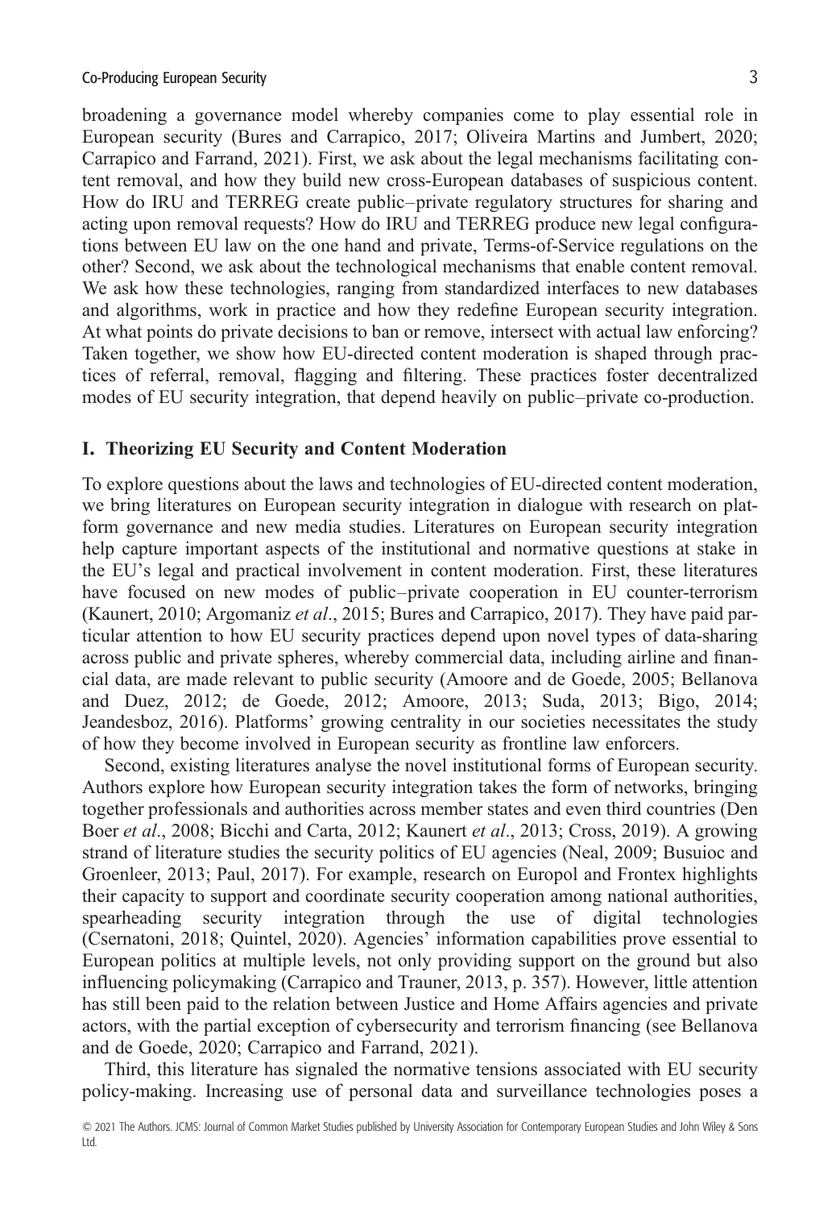broadening a governance model whereby companies come to play essential role in European security (Bures and Carrapico, 2017; Oliveira Martins and Jumbert, 2020; Carrapico and Farrand, 2021). First, we ask about the legal mechanisms facilitating content removal, and how they build new cross-European databases of suspicious content. How do IRU and TERREG create public–private regulatory structures for sharing and acting upon removal requests? How do IRU and TERREG produce new legal configurations between EU law on the one hand and private, Terms-of-Service regulations on the other? Second, we ask about the technological mechanisms that enable content removal. We ask how these technologies, ranging from standardized interfaces to new databases and algorithms, work in practice and how they redefine European security integration. At what points do private decisions to ban or remove, intersect with actual law enforcing? Taken together, we show how EU-directed content moderation is shaped through practices of referral, removal, flagging and filtering. These practices foster decentralized modes of EU security integration, that depend heavily on public–private co-production.

## I. Theorizing EU Security and Content Moderation

To explore questions about the laws and technologies of EU-directed content moderation, we bring literatures on European security integration in dialogue with research on platform governance and new media studies. Literatures on European security integration help capture important aspects of the institutional and normative questions at stake in the EU's legal and practical involvement in content moderation. First, these literatures have focused on new modes of public–private cooperation in EU counter-terrorism (Kaunert, 2010; Argomaniz *et al*., 2015; Bures and Carrapico, 2017). They have paid particular attention to how EU security practices depend upon novel types of data-sharing across public and private spheres, whereby commercial data, including airline and financial data, are made relevant to public security (Amoore and de Goede, 2005; Bellanova and Duez, 2012; de Goede, 2012; Amoore, 2013; Suda, 2013; Bigo, 2014; Jeandesboz, 2016). Platforms' growing centrality in our societies necessitates the study of how they become involved in European security as frontline law enforcers.

Second, existing literatures analyse the novel institutional forms of European security. Authors explore how European security integration takes the form of networks, bringing together professionals and authorities across member states and even third countries (Den Boer *et al*., 2008; Bicchi and Carta, 2012; Kaunert *et al*., 2013; Cross, 2019). A growing strand of literature studies the security politics of EU agencies (Neal, 2009; Busuioc and Groenleer, 2013; Paul, 2017). For example, research on Europol and Frontex highlights their capacity to support and coordinate security cooperation among national authorities, spearheading security integration through the use of digital technologies (Csernatoni, 2018; Quintel, 2020). Agencies' information capabilities prove essential to European politics at multiple levels, not only providing support on the ground but also influencing policymaking (Carrapico and Trauner, 2013, p. 357). However, little attention has still been paid to the relation between Justice and Home Affairs agencies and private actors, with the partial exception of cybersecurity and terrorism financing (see Bellanova and de Goede, 2020; Carrapico and Farrand, 2021).

Third, this literature has signaled the normative tensions associated with EU security policy-making. Increasing use of personal data and surveillance technologies poses a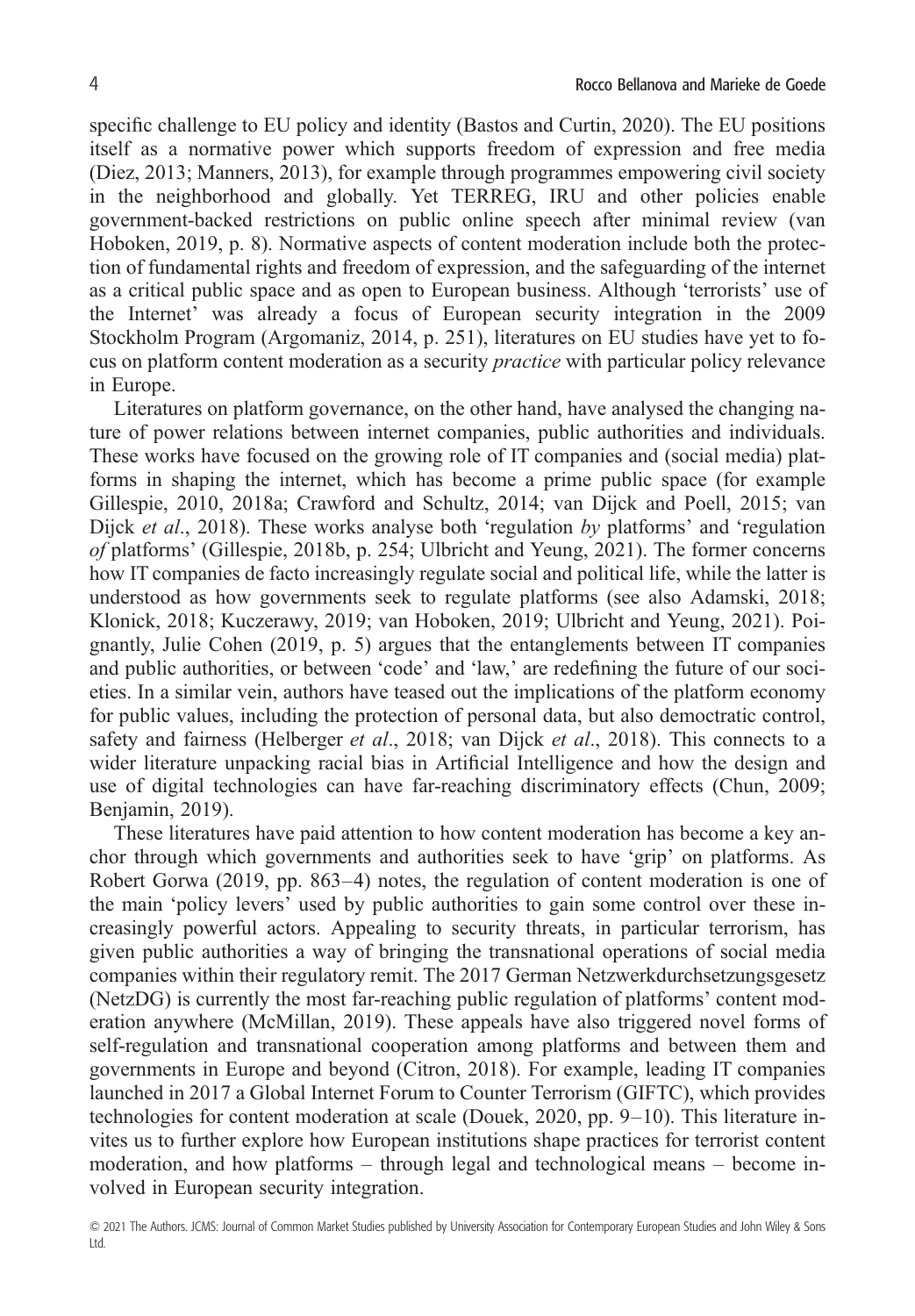specific challenge to EU policy and identity (Bastos and Curtin, 2020). The EU positions itself as a normative power which supports freedom of expression and free media (Diez, 2013; Manners, 2013), for example through programmes empowering civil society in the neighborhood and globally. Yet TERREG, IRU and other policies enable government-backed restrictions on public online speech after minimal review (van Hoboken, 2019, p. 8). Normative aspects of content moderation include both the protection of fundamental rights and freedom of expression, and the safeguarding of the internet as a critical public space and as open to European business. Although 'terrorists' use of the Internet' was already a focus of European security integration in the 2009 Stockholm Program (Argomaniz, 2014, p. 251), literatures on EU studies have yet to focus on platform content moderation as a security *practice* with particular policy relevance in Europe.

Literatures on platform governance, on the other hand, have analysed the changing nature of power relations between internet companies, public authorities and individuals. These works have focused on the growing role of IT companies and (social media) platforms in shaping the internet, which has become a prime public space (for example Gillespie, 2010, 2018a; Crawford and Schultz, 2014; van Dijck and Poell, 2015; van Dijck *et al*., 2018). These works analyse both 'regulation *by* platforms' and 'regulation *of* platforms' (Gillespie, 2018b, p. 254; Ulbricht and Yeung, 2021). The former concerns how IT companies de facto increasingly regulate social and political life, while the latter is understood as how governments seek to regulate platforms (see also Adamski, 2018; Klonick, 2018; Kuczerawy, 2019; van Hoboken, 2019; Ulbricht and Yeung, 2021). Poignantly, Julie Cohen (2019, p. 5) argues that the entanglements between IT companies and public authorities, or between 'code' and 'law,' are redefining the future of our societies. In a similar vein, authors have teased out the implications of the platform economy for public values, including the protection of personal data, but also democtratic control, safety and fairness (Helberger *et al*., 2018; van Dijck *et al*., 2018). This connects to a wider literature unpacking racial bias in Artificial Intelligence and how the design and use of digital technologies can have far-reaching discriminatory effects (Chun, 2009; Benjamin, 2019).

These literatures have paid attention to how content moderation has become a key anchor through which governments and authorities seek to have 'grip' on platforms. As Robert Gorwa (2019, pp. 863–4) notes, the regulation of content moderation is one of the main 'policy levers' used by public authorities to gain some control over these increasingly powerful actors. Appealing to security threats, in particular terrorism, has given public authorities a way of bringing the transnational operations of social media companies within their regulatory remit. The 2017 German Netzwerkdurchsetzungsgesetz (NetzDG) is currently the most far-reaching public regulation of platforms' content moderation anywhere (McMillan, 2019). These appeals have also triggered novel forms of self-regulation and transnational cooperation among platforms and between them and governments in Europe and beyond (Citron, 2018). For example, leading IT companies launched in 2017 a Global Internet Forum to Counter Terrorism (GIFTC), which provides technologies for content moderation at scale (Douek, 2020, pp. 9–10). This literature invites us to further explore how European institutions shape practices for terrorist content moderation, and how platforms – through legal and technological means – become involved in European security integration.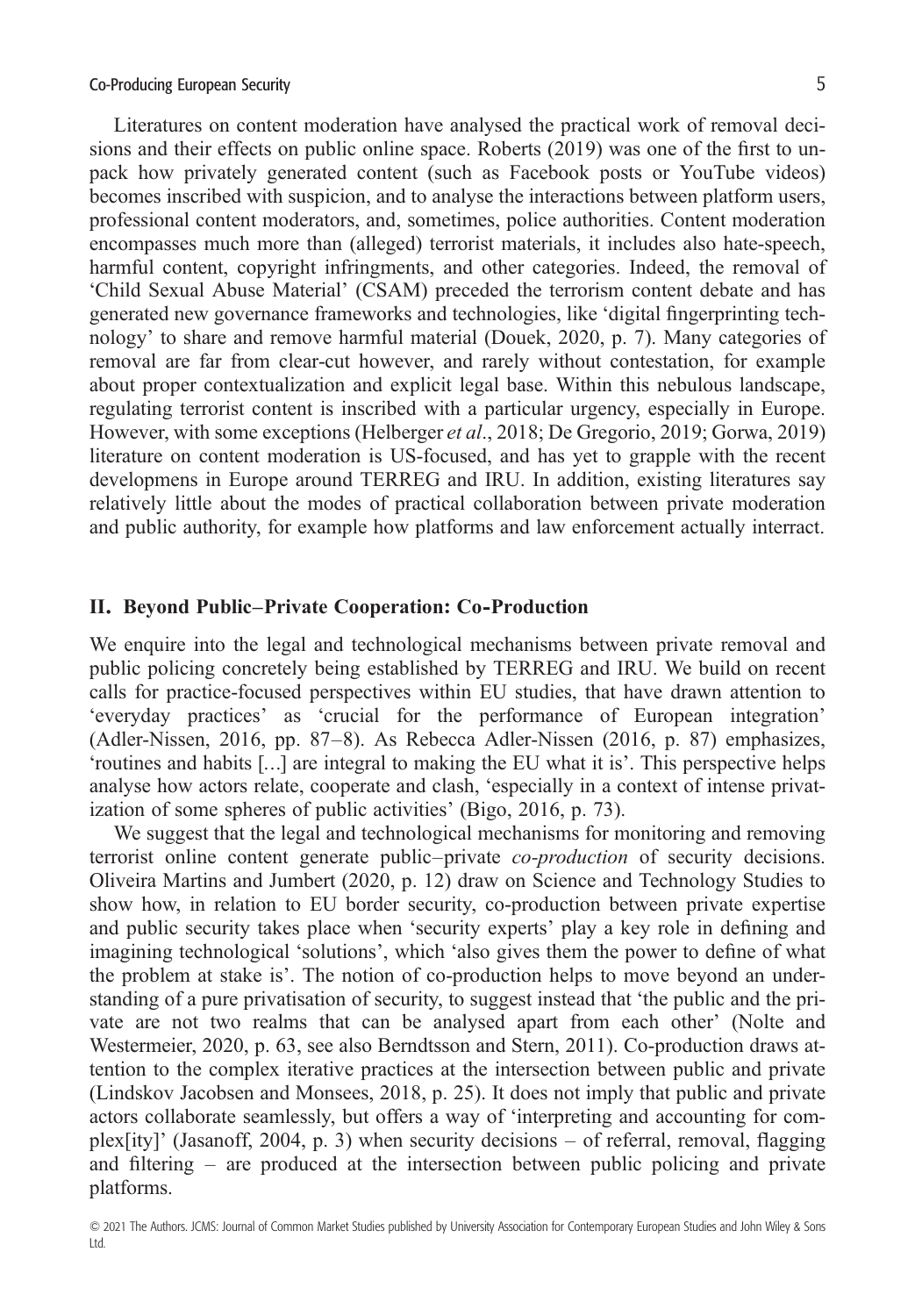Literatures on content moderation have analysed the practical work of removal decisions and their effects on public online space. Roberts (2019) was one of the first to unpack how privately generated content (such as Facebook posts or YouTube videos) becomes inscribed with suspicion, and to analyse the interactions between platform users, professional content moderators, and, sometimes, police authorities. Content moderation encompasses much more than (alleged) terrorist materials, it includes also hate-speech, harmful content, copyright infringments, and other categories. Indeed, the removal of 'Child Sexual Abuse Material' (CSAM) preceded the terrorism content debate and has generated new governance frameworks and technologies, like 'digital fingerprinting technology' to share and remove harmful material (Douek, 2020, p. 7). Many categories of removal are far from clear-cut however, and rarely without contestation, for example about proper contextualization and explicit legal base. Within this nebulous landscape, regulating terrorist content is inscribed with a particular urgency, especially in Europe. However, with some exceptions (Helberger *et al*., 2018; De Gregorio, 2019; Gorwa, 2019) literature on content moderation is US-focused, and has yet to grapple with the recent developmens in Europe around TERREG and IRU. In addition, existing literatures say relatively little about the modes of practical collaboration between private moderation and public authority, for example how platforms and law enforcement actually interract.

## II. Beyond Public–Private Cooperation: Co-Production

We enquire into the legal and technological mechanisms between private removal and public policing concretely being established by TERREG and IRU. We build on recent calls for practice-focused perspectives within EU studies, that have drawn attention to 'everyday practices' as 'crucial for the performance of European integration' (Adler-Nissen, 2016, pp. 87–8). As Rebecca Adler-Nissen (2016, p. 87) emphasizes, 'routines and habits […] are integral to making the EU what it is'. This perspective helps analyse how actors relate, cooperate and clash, 'especially in a context of intense privatization of some spheres of public activities' (Bigo, 2016, p. 73).

We suggest that the legal and technological mechanisms for monitoring and removing terrorist online content generate public–private *co-production* of security decisions. Oliveira Martins and Jumbert (2020, p. 12) draw on Science and Technology Studies to show how, in relation to EU border security, co-production between private expertise and public security takes place when 'security experts' play a key role in defining and imagining technological 'solutions', which 'also gives them the power to define of what the problem at stake is'. The notion of co-production helps to move beyond an understanding of a pure privatisation of security, to suggest instead that 'the public and the private are not two realms that can be analysed apart from each other' (Nolte and Westermeier, 2020, p. 63, see also Berndtsson and Stern, 2011). Co-production draws attention to the complex iterative practices at the intersection between public and private (Lindskov Jacobsen and Monsees, 2018, p. 25). It does not imply that public and private actors collaborate seamlessly, but offers a way of 'interpreting and accounting for complex[ity]' (Jasanoff, 2004, p. 3) when security decisions – of referral, removal, flagging and filtering – are produced at the intersection between public policing and private platforms.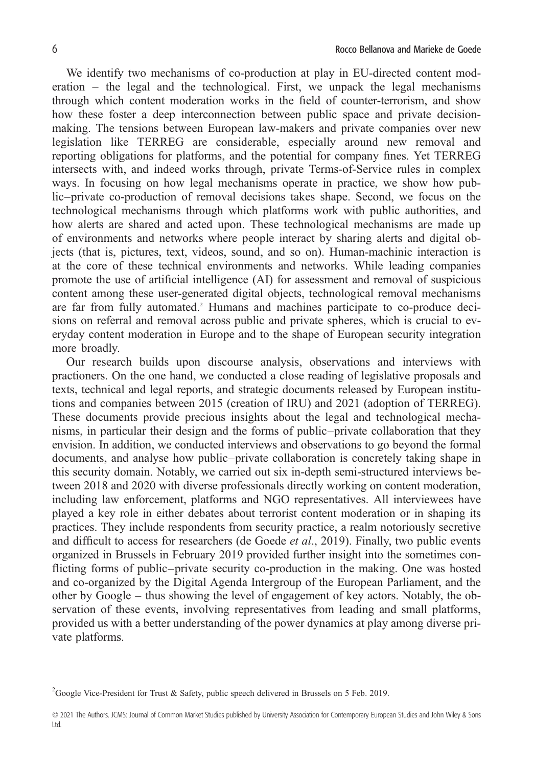We identify two mechanisms of co-production at play in EU-directed content moderation – the legal and the technological. First, we unpack the legal mechanisms through which content moderation works in the field of counter-terrorism, and show how these foster a deep interconnection between public space and private decision-making. The tensions between European law-makers and private companies over new legislation like TERREG are considerable, especially around new removal and reporting obligations for platforms, and the potential for company fines. Yet TERREG intersects with, and indeed works through, private Terms-of-Service rules in complex ways. In focusing on how legal mechanisms operate in practice, we show how public–private co-production of removal decisions takes shape. Second, we focus on the technological mechanisms through which platforms work with public authorities, and how alerts are shared and acted upon. These technological mechanisms are made up of environments and networks where people interact by sharing alerts and digital objects (that is, pictures, text, videos, sound, and so on). Human-machinic interaction is at the core of these technical environments and networks. While leading companies promote the use of artificial intelligence (AI) for assessment and removal of suspicious content among these user-generated digital objects, technological removal mechanisms are far from fully automated.[2] Humans and machines participate to co-produce decisions on referral and removal across public and private spheres, which is crucial to everyday content moderation in Europe and to the shape of European security integration more broadly.

Our research builds upon discourse analysis, observations and interviews with practioners. On the one hand, we conducted a close reading of legislative proposals and texts, technical and legal reports, and strategic documents released by European institutions and companies between 2015 (creation of IRU) and 2021 (adoption of TERREG). These documents provide precious insights about the legal and technological mechanisms, in particular their design and the forms of public–private collaboration that they envision. In addition, we conducted interviews and observations to go beyond the formal documents, and analyse how public–private collaboration is concretely taking shape in this security domain. Notably, we carried out six in-depth semi-structured interviews between 2018 and 2020 with diverse professionals directly working on content moderation, including law enforcement, platforms and NGO representatives. All interviewees have played a key role in either debates about terrorist content moderation or in shaping its practices. They include respondents from security practice, a realm notoriously secretive and difficult to access for researchers (de Goede *et al*., 2019). Finally, two public events organized in Brussels in February 2019 provided further insight into the sometimes conflicting forms of public–private security co-production in the making. One was hosted and co-organized by the Digital Agenda Intergroup of the European Parliament, and the other by Google – thus showing the level of engagement of key actors. Notably, the observation of these events, involving representatives from leading and small platforms, provided us with a better understanding of the power dynamics at play among diverse private platforms.

[2] Google Vice-President for Trust & Safety, public speech delivered in Brussels on 5 Feb. 2019.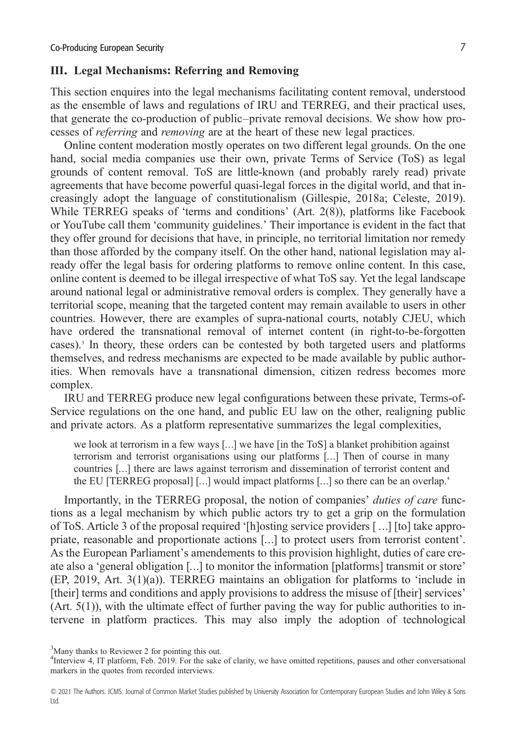## III. Legal Mechanisms: Referring and Removing

This section enquires into the legal mechanisms facilitating content removal, understood as the ensemble of laws and regulations of IRU and TERREG, and their practical uses, that generate the co-production of public–private removal decisions. We show how processes of *referring* and *removing* are at the heart of these new legal practices.

Online content moderation mostly operates on two different legal grounds. On the one hand, social media companies use their own, private Terms of Service (ToS) as legal grounds of content removal. ToS are little-known (and probably rarely read) private agreements that have become powerful quasi-legal forces in the digital world, and that increasingly adopt the language of constitutionalism (Gillespie, 2018a; Celeste, 2019). While TERREG speaks of 'terms and conditions' (Art. 2(8)), platforms like Facebook or YouTube call them 'community guidelines.' Their importance is evident in the fact that they offer ground for decisions that have, in principle, no territorial limitation nor remedy than those afforded by the company itself. On the other hand, national legislation may already offer the legal basis for ordering platforms to remove online content. In this case, online content is deemed to be illegal irrespective of what ToS say. Yet the legal landscape around national legal or administrative removal orders is complex. They generally have a territorial scope, meaning that the targeted content may remain available to users in other countries. However, there are examples of supra-national courts, notably CJEU, which have ordered the transnational removal of internet content (in right-to-be-forgotten cases).[3] In theory, these orders can be contested by both targeted users and platforms themselves, and redress mechanisms are expected to be made available by public authorities. When removals have a transnational dimension, citizen redress becomes more complex.

IRU and TERREG produce new legal configurations between these private, Terms-of-Service regulations on the one hand, and public EU law on the other, realigning public and private actors. As a platform representative summarizes the legal complexities,

> we look at terrorism in a few ways [...] we have [in the ToS] a blanket prohibition against terrorism and terrorist organisations using our platforms [...] Then of course in many countries [...] there are laws against terrorism and dissemination of terrorist content and the EU [TERREG proposal] [...] would impact platforms [...] so there can be an overlap.[4]

Importantly, in the TERREG proposal, the notion of companies' *duties of care* functions as a legal mechanism by which public actors try to get a grip on the formulation of ToS. Article 3 of the proposal required '[h]osting service providers [ ...] [to] take appropriate, reasonable and proportionate actions [...] to protect users from terrorist content'. As the European Parliament's amendements to this provision highlight, duties of care create also a 'general obligation [...] to monitor the information [platforms] transmit or store' (EP, 2019, Art. 3(1)(a)). TERREG maintains an obligation for platforms to 'include in [their] terms and conditions and apply provisions to address the misuse of [their] services' (Art. 5(1)), with the ultimate effect of further paving the way for public authorities to intervene in platform practices. This may also imply the adoption of technological

[3] Many thanks to Reviewer 2 for pointing this out.

[4] Interview 4, IT platform, Feb. 2019. For the sake of clarity, we have omitted repetitions, pauses and other conversational markers in the quotes from recorded interviews.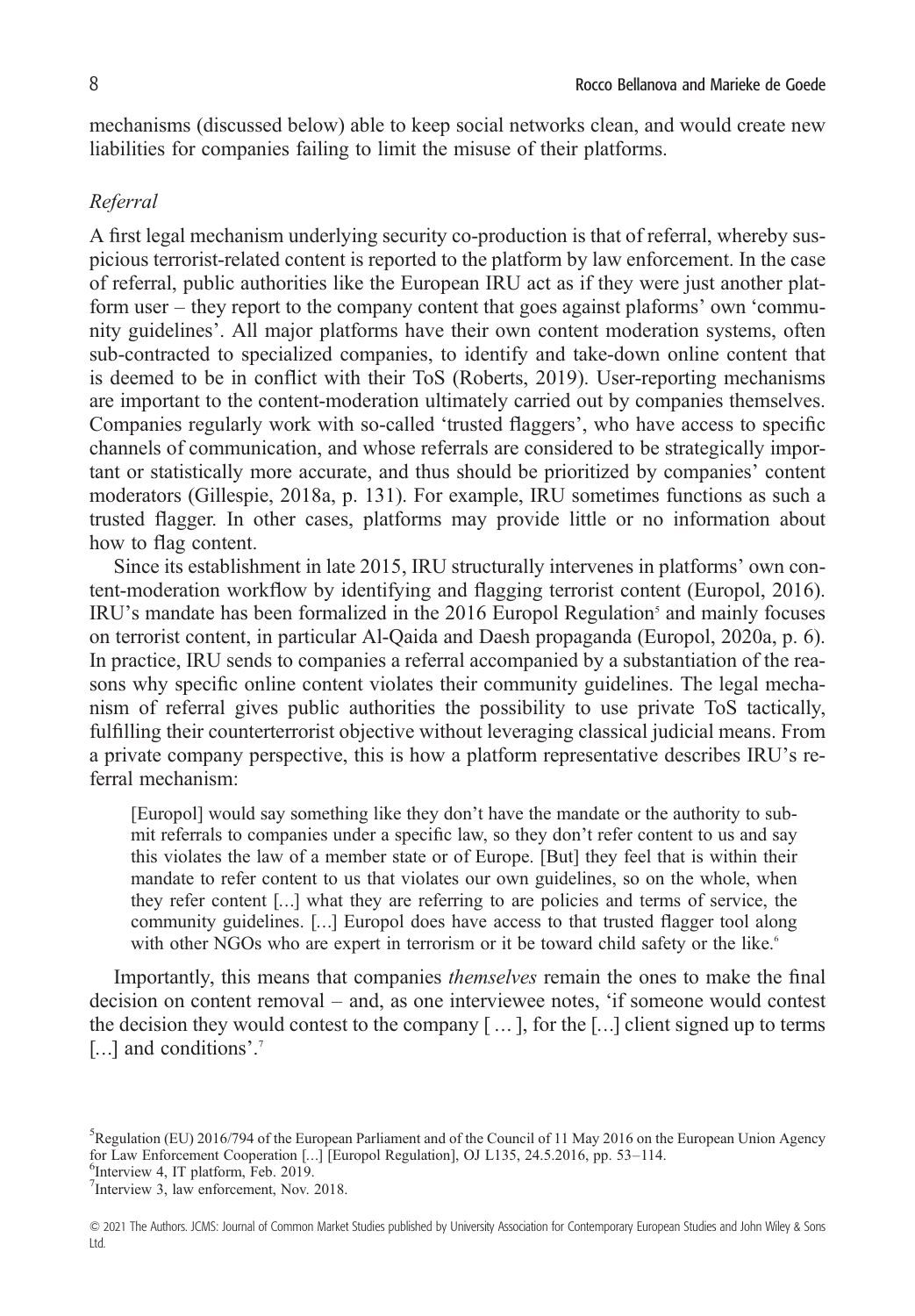mechanisms (discussed below) able to keep social networks clean, and would create new liabilities for companies failing to limit the misuse of their platforms.

### *Referral*

A first legal mechanism underlying security co-production is that of referral, whereby suspicious terrorist-related content is reported to the platform by law enforcement. In the case of referral, public authorities like the European IRU act as if they were just another platform user – they report to the company content that goes against plaforms' own 'community guidelines'. All major platforms have their own content moderation systems, often sub-contracted to specialized companies, to identify and take-down online content that is deemed to be in conflict with their ToS (Roberts, 2019). User-reporting mechanisms are important to the content-moderation ultimately carried out by companies themselves. Companies regularly work with so-called 'trusted flaggers', who have access to specific channels of communication, and whose referrals are considered to be strategically important or statistically more accurate, and thus should be prioritized by companies' content moderators (Gillespie, 2018a, p. 131). For example, IRU sometimes functions as such a trusted flagger. In other cases, platforms may provide little or no information about how to flag content.

Since its establishment in late 2015, IRU structurally intervenes in platforms' own content-moderation workflow by identifying and flagging terrorist content (Europol, 2016). IRU's mandate has been formalized in the 2016 Europol Regulation[5] and mainly focuses on terrorist content, in particular Al-Qaida and Daesh propaganda (Europol, 2020a, p. 6). In practice, IRU sends to companies a referral accompanied by a substantiation of the reasons why specific online content violates their community guidelines. The legal mechanism of referral gives public authorities the possibility to use private ToS tactically, fulfilling their counterterrorist objective without leveraging classical judicial means. From a private company perspective, this is how a platform representative describes IRU's referral mechanism:

> [Europol] would say something like they don't have the mandate or the authority to submit referrals to companies under a specific law, so they don't refer content to us and say this violates the law of a member state or of Europe. [But] they feel that is within their mandate to refer content to us that violates our own guidelines, so on the whole, when they refer content [...] what they are referring to are policies and terms of service, the community guidelines. [...] Europol does have access to that trusted flagger tool along with other NGOs who are expert in terrorism or it be toward child safety or the like.[6]

Importantly, this means that companies *themselves* remain the ones to make the final decision on content removal – and, as one interviewee notes, 'if someone would contest the decision they would contest to the company [ … ], for the [...] client signed up to terms [...] and conditions'.[7]

[5] Regulation (EU) 2016/794 of the European Parliament and of the Council of 11 May 2016 on the European Union Agency for Law Enforcement Cooperation [...] [Europol Regulation], OJ L135, 24.5.2016, pp. 53–114.

[6] Interview 4, IT platform, Feb. 2019.

[7] Interview 3, law enforcement, Nov. 2018.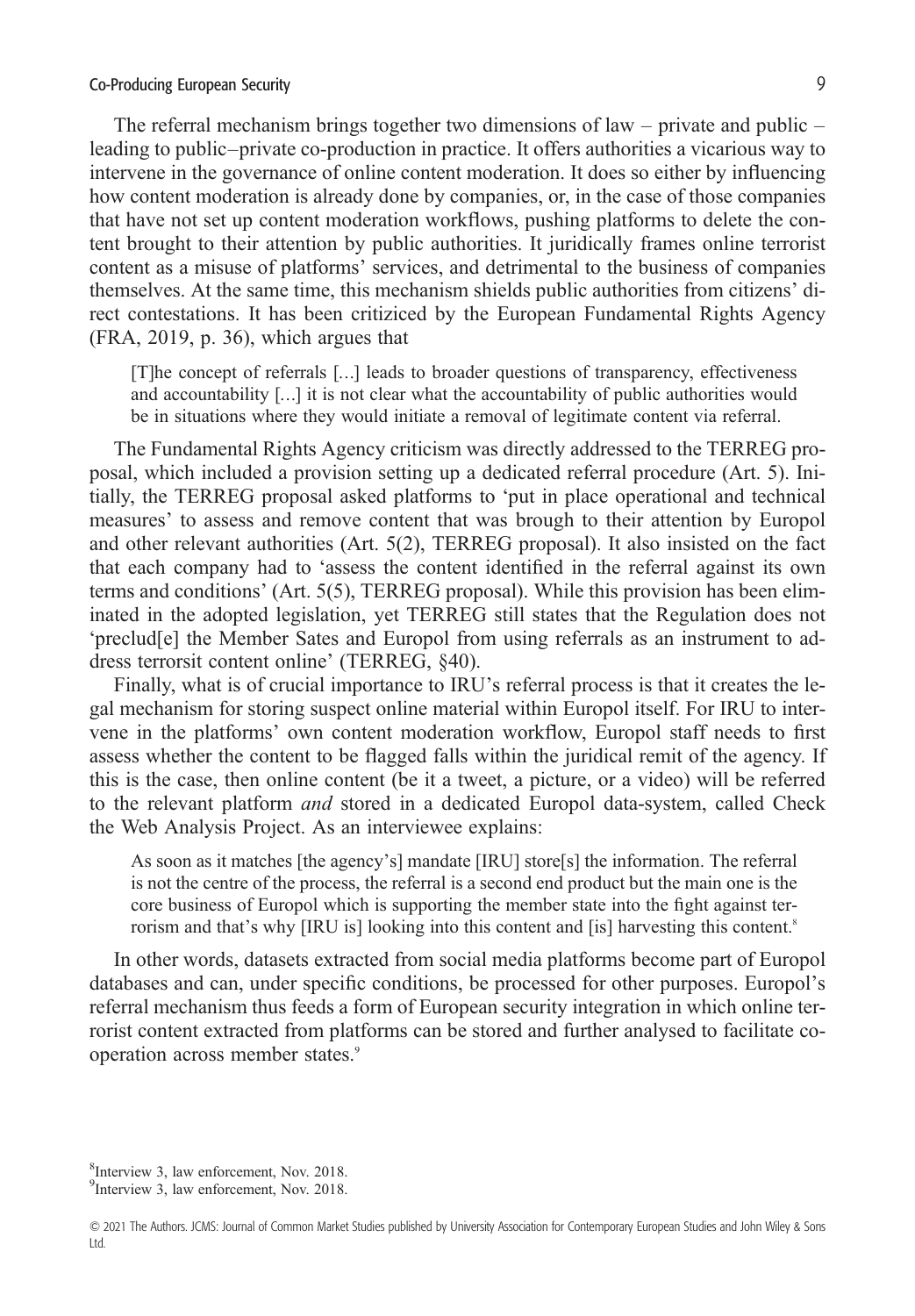The referral mechanism brings together two dimensions of law – private and public – leading to public–private co-production in practice. It offers authorities a vicarious way to intervene in the governance of online content moderation. It does so either by influencing how content moderation is already done by companies, or, in the case of those companies that have not set up content moderation workflows, pushing platforms to delete the content brought to their attention by public authorities. It juridically frames online terrorist content as a misuse of platforms' services, and detrimental to the business of companies themselves. At the same time, this mechanism shields public authorities from citizens' direct contestations. It has been criticized by the European Fundamental Rights Agency (FRA, 2019, p. 36), which argues that

> [T]he concept of referrals [...] leads to broader questions of transparency, effectiveness and accountability [...] it is not clear what the accountability of public authorities would be in situations where they would initiate a removal of legitimate content via referral.

The Fundamental Rights Agency criticism was directly addressed to the TERREG proposal, which included a provision setting up a dedicated referral procedure (Art. 5). Initially, the TERREG proposal asked platforms to 'put in place operational and technical measures' to assess and remove content that was brough to their attention by Europol and other relevant authorities (Art. 5(2), TERREG proposal). It also insisted on the fact that each company had to 'assess the content identified in the referral against its own terms and conditions' (Art. 5(5), TERREG proposal). While this provision has been eliminated in the adopted legislation, yet TERREG still states that the Regulation does not 'preclud[e] the Member Sates and Europol from using referrals as an instrument to address terrorsit content online' (TERREG, §40).

Finally, what is of crucial importance to IRU's referral process is that it creates the legal mechanism for storing suspect online material within Europol itself. For IRU to intervene in the platforms' own content moderation workflow, Europol staff needs to first assess whether the content to be flagged falls within the juridical remit of the agency. If this is the case, then online content (be it a tweet, a picture, or a video) will be referred to the relevant platform *and* stored in a dedicated Europol data-system, called Check the Web Analysis Project. As an interviewee explains:

> As soon as it matches [the agency's] mandate [IRU] store[s] the information. The referral is not the centre of the process, the referral is a second end product but the main one is the core business of Europol which is supporting the member state into the fight against terrorism and that's why [IRU is] looking into this content and [is] harvesting this content.[8]

In other words, datasets extracted from social media platforms become part of Europol databases and can, under specific conditions, be processed for other purposes. Europol's referral mechanism thus feeds a form of European security integration in which online terrorist content extracted from platforms can be stored and further analysed to facilitate cooperation across member states.[9]

[8] Interview 3, law enforcement, Nov. 2018.

[9] Interview 3, law enforcement, Nov. 2018.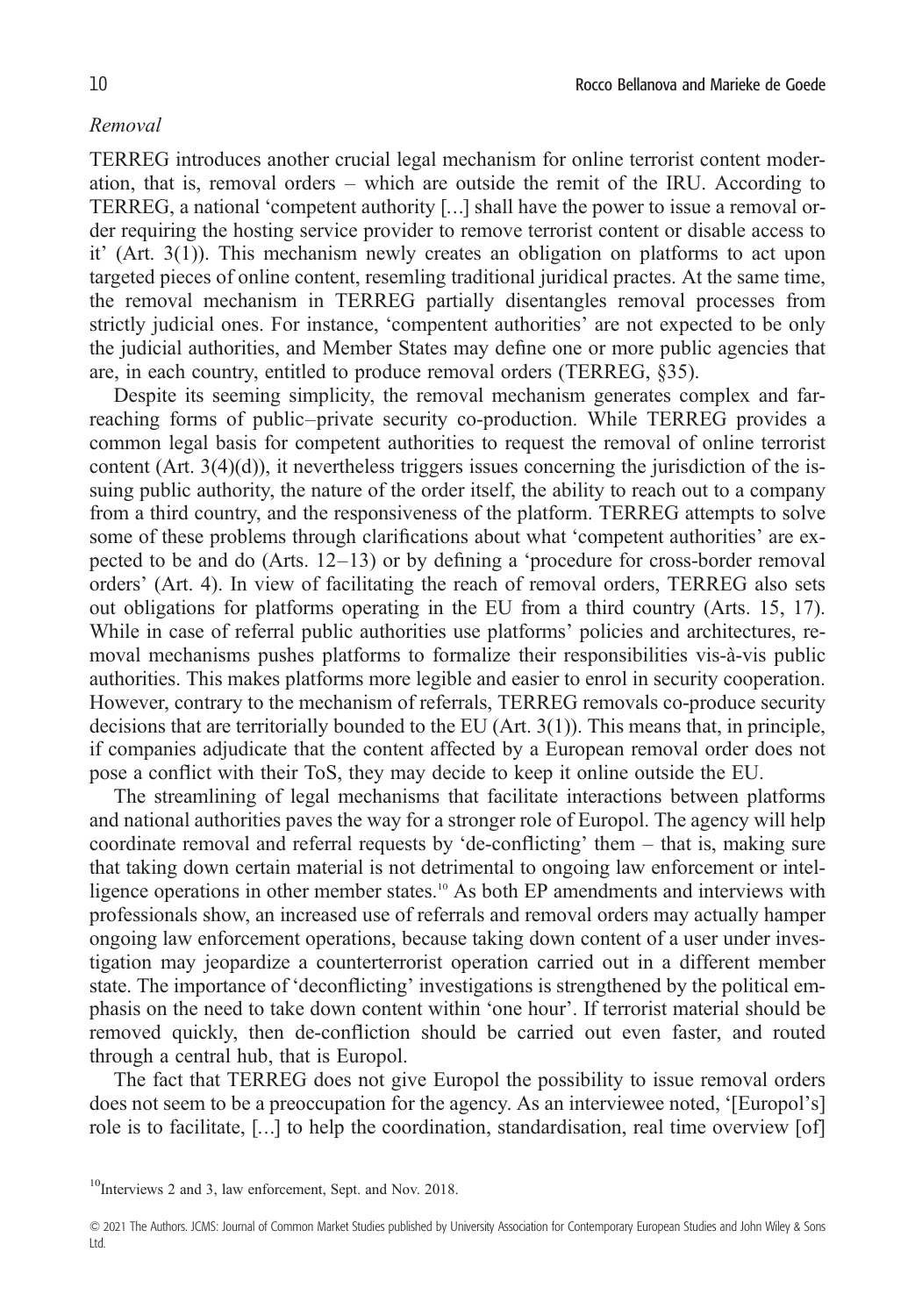*Removal*

TERREG introduces another crucial legal mechanism for online terrorist content moderation, that is, removal orders – which are outside the remit of the IRU. According to TERREG, a national 'competent authority […] shall have the power to issue a removal order requiring the hosting service provider to remove terrorist content or disable access to it' (Art. 3(1)). This mechanism newly creates an obligation on platforms to act upon targeted pieces of online content, resemling traditional juridical practes. At the same time, the removal mechanism in TERREG partially disentangles removal processes from strictly judicial ones. For instance, 'compentent authorities' are not expected to be only the judicial authorities, and Member States may define one or more public agencies that are, in each country, entitled to produce removal orders (TERREG, §35).

Despite its seeming simplicity, the removal mechanism generates complex and far-reaching forms of public–private security co-production. While TERREG provides a common legal basis for competent authorities to request the removal of online terrorist content (Art. 3(4)(d)), it nevertheless triggers issues concerning the jurisdiction of the issuing public authority, the nature of the order itself, the ability to reach out to a company from a third country, and the responsiveness of the platform. TERREG attempts to solve some of these problems through clarifications about what 'competent authorities' are expected to be and do (Arts. 12–13) or by defining a 'procedure for cross-border removal orders' (Art. 4). In view of facilitating the reach of removal orders, TERREG also sets out obligations for platforms operating in the EU from a third country (Arts. 15, 17). While in case of referral public authorities use platforms' policies and architectures, removal mechanisms pushes platforms to formalize their responsibilities vis-à-vis public authorities. This makes platforms more legible and easier to enrol in security cooperation. However, contrary to the mechanism of referrals, TERREG removals co-produce security decisions that are territorially bounded to the EU (Art. 3(1)). This means that, in principle, if companies adjudicate that the content affected by a European removal order does not pose a conflict with their ToS, they may decide to keep it online outside the EU.

The streamlining of legal mechanisms that facilitate interactions between platforms and national authorities paves the way for a stronger role of Europol. The agency will help coordinate removal and referral requests by 'de-conflicting' them – that is, making sure that taking down certain material is not detrimental to ongoing law enforcement or intelligence operations in other member states.[10] As both EP amendments and interviews with professionals show, an increased use of referrals and removal orders may actually hamper ongoing law enforcement operations, because taking down content of a user under investigation may jeopardize a counterterrorist operation carried out in a different member state. The importance of 'deconflicting' investigations is strengthened by the political emphasis on the need to take down content within 'one hour'. If terrorist material should be removed quickly, then de-confliction should be carried out even faster, and routed through a central hub, that is Europol.

The fact that TERREG does not give Europol the possibility to issue removal orders does not seem to be a preoccupation for the agency. As an interviewee noted, '[Europol's] role is to facilitate, […] to help the coordination, standardisation, real time overview [of]

[10] Interviews 2 and 3, law enforcement, Sept. and Nov. 2018.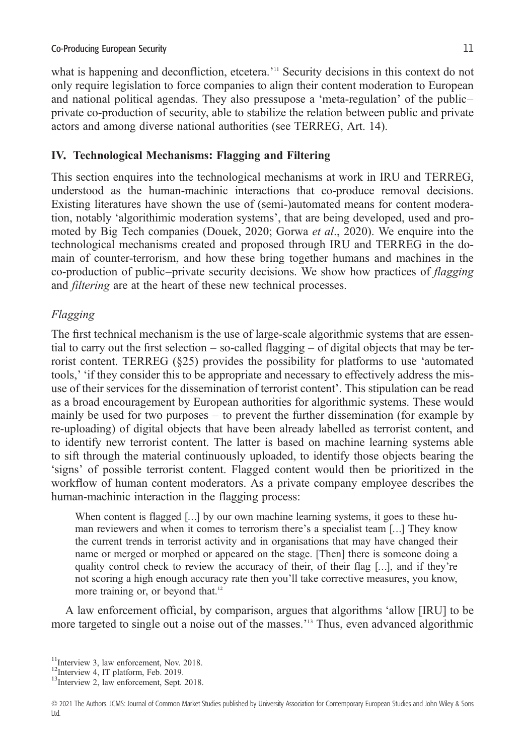what is happening and deconfliction, etcetera.'[11] Security decisions in this context do not only require legislation to force companies to align their content moderation to European and national political agendas. They also pressupose a 'meta-regulation' of the public–private co-production of security, able to stabilize the relation between public and private actors and among diverse national authorities (see TERREG, Art. 14).

## IV. Technological Mechanisms: Flagging and Filtering

This section enquires into the technological mechanisms at work in IRU and TERREG, understood as the human-machinic interactions that co-produce removal decisions. Existing literatures have shown the use of (semi-)automated means for content moderation, notably 'algorithimic moderation systems', that are being developed, used and promoted by Big Tech companies (Douek, 2020; Gorwa *et al*., 2020). We enquire into the technological mechanisms created and proposed through IRU and TERREG in the domain of counter-terrorism, and how these bring together humans and machines in the co-production of public–private security decisions. We show how practices of *flagging* and *filtering* are at the heart of these new technical processes.

### *Flagging*

The first technical mechanism is the use of large-scale algorithmic systems that are essential to carry out the first selection – so-called flagging – of digital objects that may be terrorist content. TERREG (§25) provides the possibility for platforms to use 'automated tools,' 'if they consider this to be appropriate and necessary to effectively address the misuse of their services for the dissemination of terrorist content'. This stipulation can be read as a broad encouragement by European authorities for algorithmic systems. These would mainly be used for two purposes – to prevent the further dissemination (for example by re-uploading) of digital objects that have been already labelled as terrorist content, and to identify new terrorist content. The latter is based on machine learning systems able to sift through the material continuously uploaded, to identify those objects bearing the 'signs' of possible terrorist content. Flagged content would then be prioritized in the workflow of human content moderators. As a private company employee describes the human-machinic interaction in the flagging process:

> When content is flagged [...] by our own machine learning systems, it goes to these human reviewers and when it comes to terrorism there's a specialist team [...] They know the current trends in terrorist activity and in organisations that may have changed their name or merged or morphed or appeared on the stage. [Then] there is someone doing a quality control check to review the accuracy of their, of their flag [...], and if they're not scoring a high enough accuracy rate then you'll take corrective measures, you know, more training or, or beyond that.[12]

A law enforcement official, by comparison, argues that algorithms 'allow [IRU] to be more targeted to single out a noise out of the masses.'[13] Thus, even advanced algorithmic

[11] Interview 3, law enforcement, Nov. 2018.

[12] Interview 4, IT platform, Feb. 2019.

[13] Interview 2, law enforcement, Sept. 2018.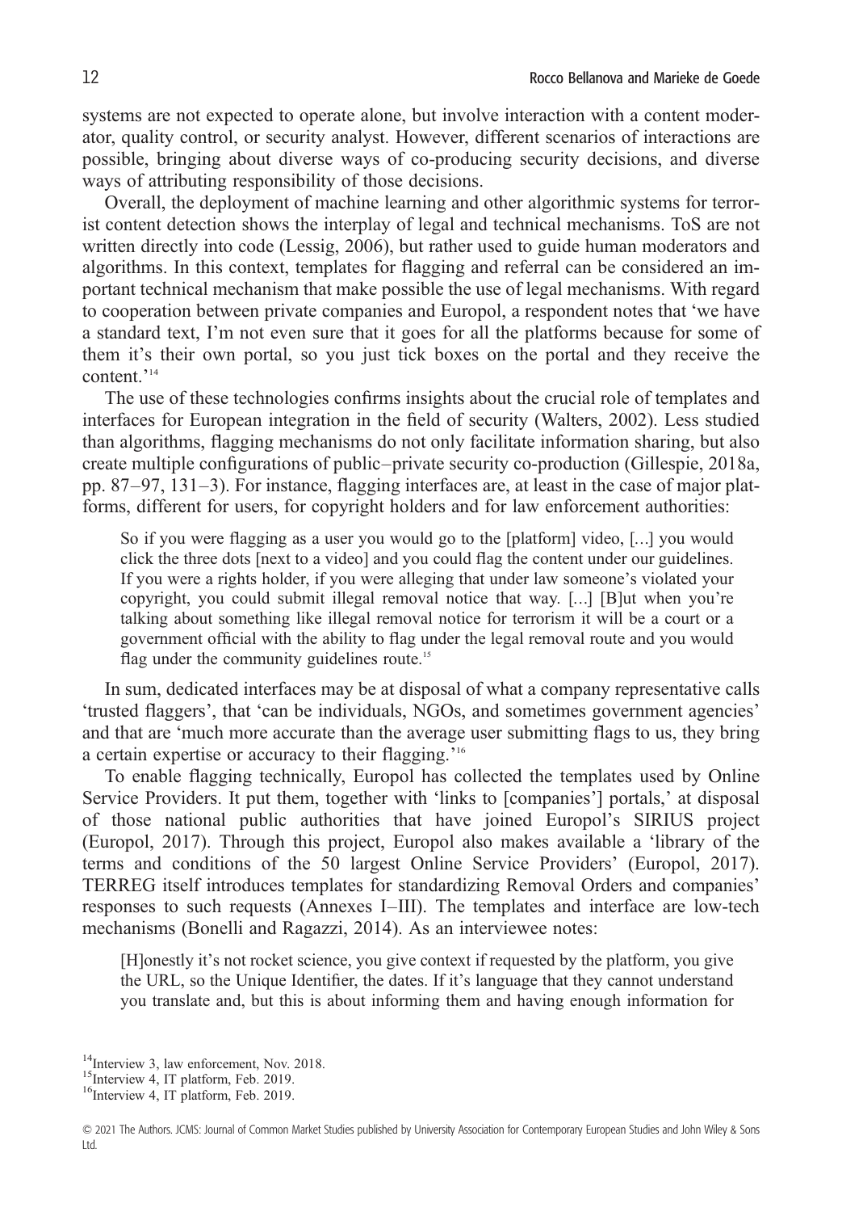systems are not expected to operate alone, but involve interaction with a content moderator, quality control, or security analyst. However, different scenarios of interactions are possible, bringing about diverse ways of co-producing security decisions, and diverse ways of attributing responsibility of those decisions.

Overall, the deployment of machine learning and other algorithmic systems for terrorist content detection shows the interplay of legal and technical mechanisms. ToS are not written directly into code (Lessig, 2006), but rather used to guide human moderators and algorithms. In this context, templates for flagging and referral can be considered an important technical mechanism that make possible the use of legal mechanisms. With regard to cooperation between private companies and Europol, a respondent notes that 'we have a standard text, I'm not even sure that it goes for all the platforms because for some of them it's their own portal, so you just tick boxes on the portal and they receive the content.'[14]

The use of these technologies confirms insights about the crucial role of templates and interfaces for European integration in the field of security (Walters, 2002). Less studied than algorithms, flagging mechanisms do not only facilitate information sharing, but also create multiple configurations of public–private security co-production (Gillespie, 2018a, pp. 87–97, 131–3). For instance, flagging interfaces are, at least in the case of major platforms, different for users, for copyright holders and for law enforcement authorities:

> So if you were flagging as a user you would go to the [platform] video, […] you would click the three dots [next to a video] and you could flag the content under our guidelines. If you were a rights holder, if you were alleging that under law someone's violated your copyright, you could submit illegal removal notice that way. […] [B]ut when you're talking about something like illegal removal notice for terrorism it will be a court or a government official with the ability to flag under the legal removal route and you would flag under the community guidelines route.[15]

In sum, dedicated interfaces may be at disposal of what a company representative calls 'trusted flaggers', that 'can be individuals, NGOs, and sometimes government agencies' and that are 'much more accurate than the average user submitting flags to us, they bring a certain expertise or accuracy to their flagging.'[16]

To enable flagging technically, Europol has collected the templates used by Online Service Providers. It put them, together with 'links to [companies'] portals,' at disposal of those national public authorities that have joined Europol's SIRIUS project (Europol, 2017). Through this project, Europol also makes available a 'library of the terms and conditions of the 50 largest Online Service Providers' (Europol, 2017). TERREG itself introduces templates for standardizing Removal Orders and companies' responses to such requests (Annexes I–III). The templates and interface are low-tech mechanisms (Bonelli and Ragazzi, 2014). As an interviewee notes:

> [H]onestly it's not rocket science, you give context if requested by the platform, you give the URL, so the Unique Identifier, the dates. If it's language that they cannot understand you translate and, but this is about informing them and having enough information for

[14] Interview 3, law enforcement, Nov. 2018.

[15] Interview 4, IT platform, Feb. 2019.

[16] Interview 4, IT platform, Feb. 2019.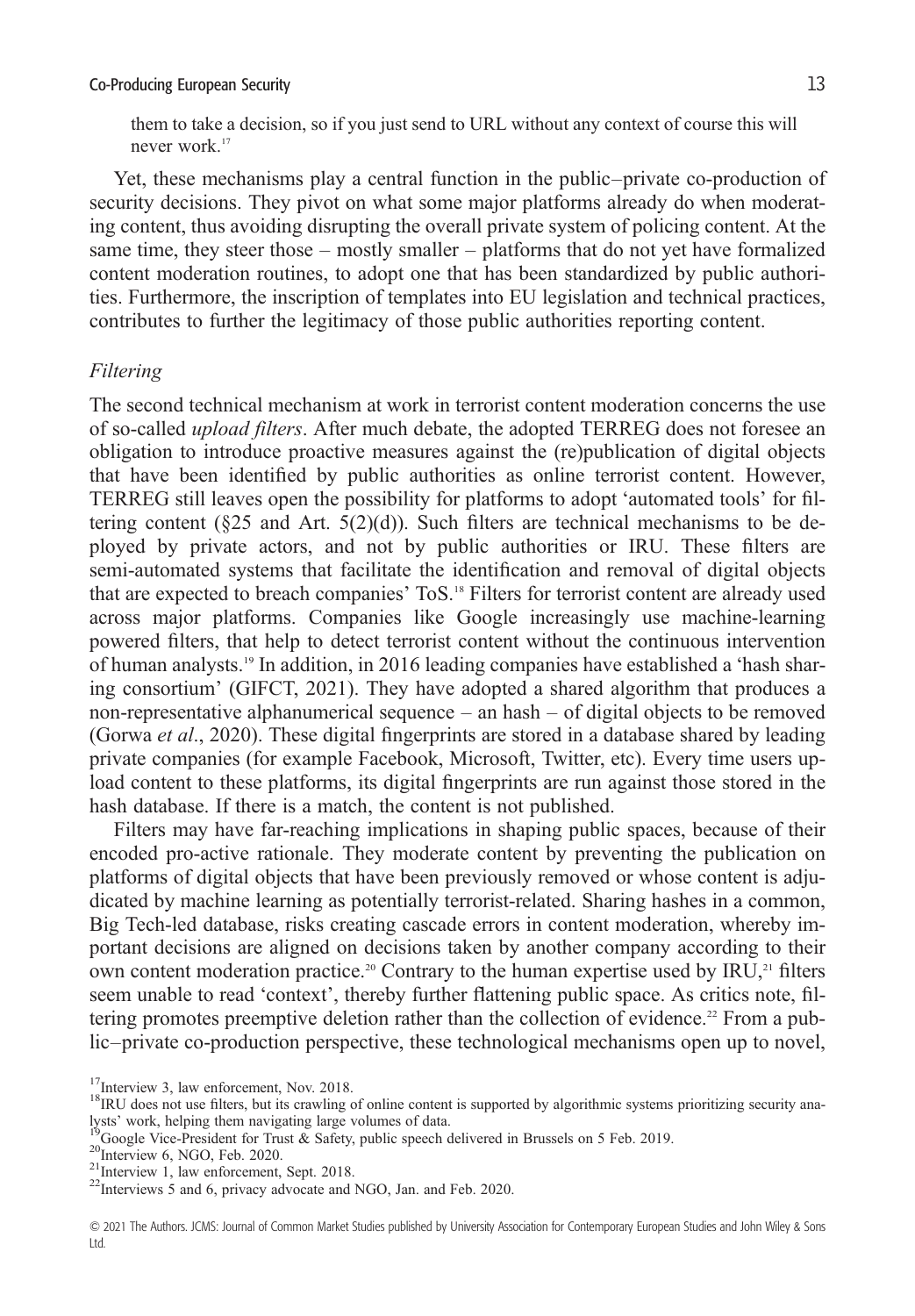them to take a decision, so if you just send to URL without any context of course this will never work.[17]

Yet, these mechanisms play a central function in the public–private co-production of security decisions. They pivot on what some major platforms already do when moderating content, thus avoiding disrupting the overall private system of policing content. At the same time, they steer those – mostly smaller – platforms that do not yet have formalized content moderation routines, to adopt one that has been standardized by public authorities. Furthermore, the inscription of templates into EU legislation and technical practices, contributes to further the legitimacy of those public authorities reporting content.

### *Filtering*

The second technical mechanism at work in terrorist content moderation concerns the use of so-called *upload filters*. After much debate, the adopted TERREG does not foresee an obligation to introduce proactive measures against the (re)publication of digital objects that have been identified by public authorities as online terrorist content. However, TERREG still leaves open the possibility for platforms to adopt 'automated tools' for filtering content (§25 and Art. 5(2)(d)). Such filters are technical mechanisms to be deployed by private actors, and not by public authorities or IRU. These filters are semi-automated systems that facilitate the identification and removal of digital objects that are expected to breach companies' ToS.[18] Filters for terrorist content are already used across major platforms. Companies like Google increasingly use machine-learning powered filters, that help to detect terrorist content without the continuous intervention of human analysts.[19] In addition, in 2016 leading companies have established a 'hash sharing consortium' (GIFCT, 2021). They have adopted a shared algorithm that produces a non-representative alphanumerical sequence – an hash – of digital objects to be removed (Gorwa *et al*., 2020). These digital fingerprints are stored in a database shared by leading private companies (for example Facebook, Microsoft, Twitter, etc). Every time users upload content to these platforms, its digital fingerprints are run against those stored in the hash database. If there is a match, the content is not published.

Filters may have far-reaching implications in shaping public spaces, because of their encoded pro-active rationale. They moderate content by preventing the publication on platforms of digital objects that have been previously removed or whose content is adjudicated by machine learning as potentially terrorist-related. Sharing hashes in a common, Big Tech-led database, risks creating cascade errors in content moderation, whereby important decisions are aligned on decisions taken by another company according to their own content moderation practice.[20] Contrary to the human expertise used by IRU,[21] filters seem unable to read 'context', thereby further flattening public space. As critics note, filtering promotes preemptive deletion rather than the collection of evidence.[22] From a public–private co-production perspective, these technological mechanisms open up to novel,

[17]Interview 3, law enforcement, Nov. 2018.

[18]IRU does not use filters, but its crawling of online content is supported by algorithmic systems prioritizing security analysts' work, helping them navigating large volumes of data.

[19]Google Vice-President for Trust & Safety, public speech delivered in Brussels on 5 Feb. 2019.

[20]Interview 6, NGO, Feb. 2020.

[21]Interview 1, law enforcement, Sept. 2018.

[22]Interviews 5 and 6, privacy advocate and NGO, Jan. and Feb. 2020.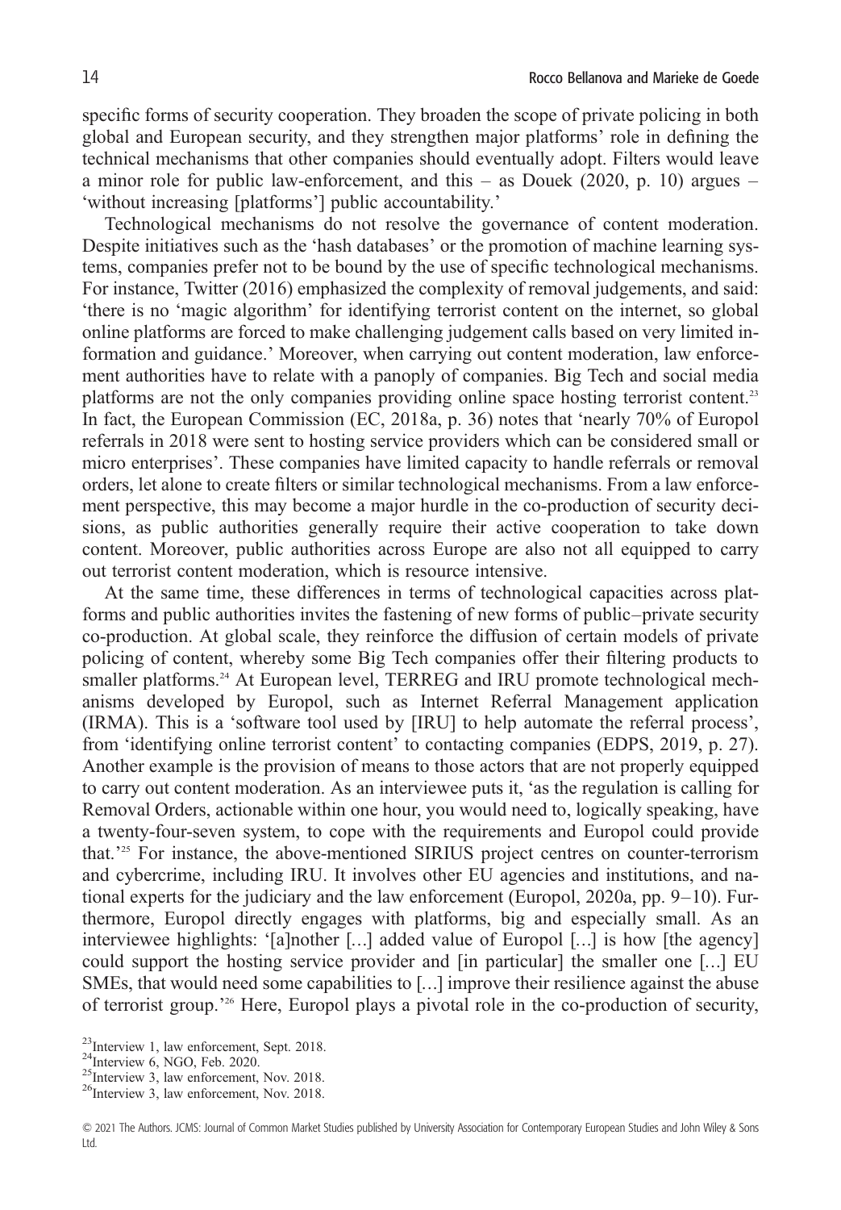specific forms of security cooperation. They broaden the scope of private policing in both global and European security, and they strengthen major platforms' role in defining the technical mechanisms that other companies should eventually adopt. Filters would leave a minor role for public law-enforcement, and this – as Douek (2020, p. 10) argues – 'without increasing [platforms'] public accountability.'

Technological mechanisms do not resolve the governance of content moderation. Despite initiatives such as the 'hash databases' or the promotion of machine learning systems, companies prefer not to be bound by the use of specific technological mechanisms. For instance, Twitter (2016) emphasized the complexity of removal judgements, and said: 'there is no 'magic algorithm' for identifying terrorist content on the internet, so global online platforms are forced to make challenging judgement calls based on very limited information and guidance.' Moreover, when carrying out content moderation, law enforcement authorities have to relate with a panoply of companies. Big Tech and social media platforms are not the only companies providing online space hosting terrorist content.[23] In fact, the European Commission (EC, 2018a, p. 36) notes that 'nearly 70% of Europol referrals in 2018 were sent to hosting service providers which can be considered small or micro enterprises'. These companies have limited capacity to handle referrals or removal orders, let alone to create filters or similar technological mechanisms. From a law enforcement perspective, this may become a major hurdle in the co-production of security decisions, as public authorities generally require their active cooperation to take down content. Moreover, public authorities across Europe are also not all equipped to carry out terrorist content moderation, which is resource intensive.

At the same time, these differences in terms of technological capacities across platforms and public authorities invites the fastening of new forms of public–private security co-production. At global scale, they reinforce the diffusion of certain models of private policing of content, whereby some Big Tech companies offer their filtering products to smaller platforms.[24] At European level, TERREG and IRU promote technological mechanisms developed by Europol, such as Internet Referral Management application (IRMA). This is a 'software tool used by [IRU] to help automate the referral process', from 'identifying online terrorist content' to contacting companies (EDPS, 2019, p. 27). Another example is the provision of means to those actors that are not properly equipped to carry out content moderation. As an interviewee puts it, 'as the regulation is calling for Removal Orders, actionable within one hour, you would need to, logically speaking, have a twenty-four-seven system, to cope with the requirements and Europol could provide that.'[25] For instance, the above-mentioned SIRIUS project centres on counter-terrorism and cybercrime, including IRU. It involves other EU agencies and institutions, and national experts for the judiciary and the law enforcement (Europol, 2020a, pp. 9–10). Furthermore, Europol directly engages with platforms, big and especially small. As an interviewee highlights: '[a]nother […] added value of Europol […] is how [the agency] could support the hosting service provider and [in particular] the smaller one […] EU SMEs, that would need some capabilities to […] improve their resilience against the abuse of terrorist group.'[26] Here, Europol plays a pivotal role in the co-production of security,

[23] Interview 1, law enforcement, Sept. 2018.
[24] Interview 6, NGO, Feb. 2020.
[25] Interview 3, law enforcement, Nov. 2018.
[26] Interview 3, law enforcement, Nov. 2018.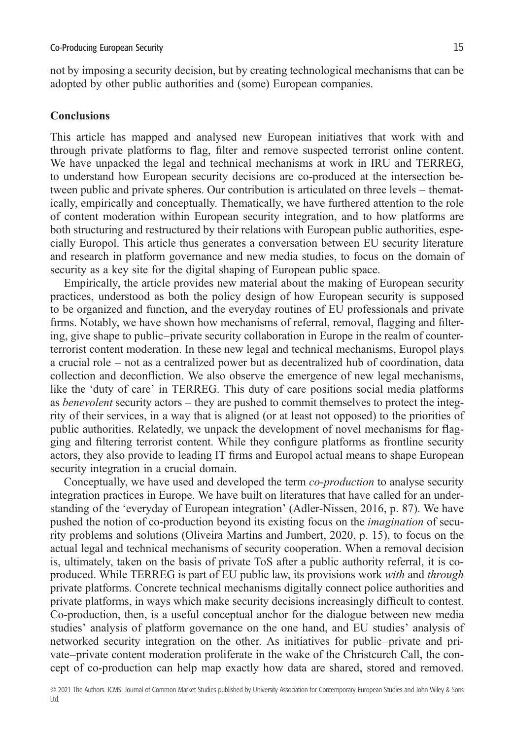not by imposing a security decision, but by creating technological mechanisms that can be adopted by other public authorities and (some) European companies.

## Conclusions

This article has mapped and analysed new European initiatives that work with and through private platforms to flag, filter and remove suspected terrorist online content. We have unpacked the legal and technical mechanisms at work in IRU and TERREG, to understand how European security decisions are co-produced at the intersection between public and private spheres. Our contribution is articulated on three levels – thematically, empirically and conceptually. Thematically, we have furthered attention to the role of content moderation within European security integration, and to how platforms are both structuring and restructured by their relations with European public authorities, especially Europol. This article thus generates a conversation between EU security literature and research in platform governance and new media studies, to focus on the domain of security as a key site for the digital shaping of European public space.

Empirically, the article provides new material about the making of European security practices, understood as both the policy design of how European security is supposed to be organized and function, and the everyday routines of EU professionals and private firms. Notably, we have shown how mechanisms of referral, removal, flagging and filtering, give shape to public–private security collaboration in Europe in the realm of counterterrorist content moderation. In these new legal and technical mechanisms, Europol plays a crucial role – not as a centralized power but as decentralized hub of coordination, data collection and deconfliction. We also observe the emergence of new legal mechanisms, like the 'duty of care' in TERREG. This duty of care positions social media platforms as *benevolent* security actors – they are pushed to commit themselves to protect the integrity of their services, in a way that is aligned (or at least not opposed) to the priorities of public authorities. Relatedly, we unpack the development of novel mechanisms for flagging and filtering terrorist content. While they configure platforms as frontline security actors, they also provide to leading IT firms and Europol actual means to shape European security integration in a crucial domain.

Conceptually, we have used and developed the term *co-production* to analyse security integration practices in Europe. We have built on literatures that have called for an understanding of the 'everyday of European integration' (Adler-Nissen, 2016, p. 87). We have pushed the notion of co-production beyond its existing focus on the *imagination* of security problems and solutions (Oliveira Martins and Jumbert, 2020, p. 15), to focus on the actual legal and technical mechanisms of security cooperation. When a removal decision is, ultimately, taken on the basis of private ToS after a public authority referral, it is co-produced. While TERREG is part of EU public law, its provisions work *with* and *through* private platforms. Concrete technical mechanisms digitally connect police authorities and private platforms, in ways which make security decisions increasingly difficult to contest. Co-production, then, is a useful conceptual anchor for the dialogue between new media studies' analysis of platform governance on the one hand, and EU studies' analysis of networked security integration on the other. As initiatives for public–private and private–private content moderation proliferate in the wake of the Christcurch Call, the concept of co-production can help map exactly how data are shared, stored and removed.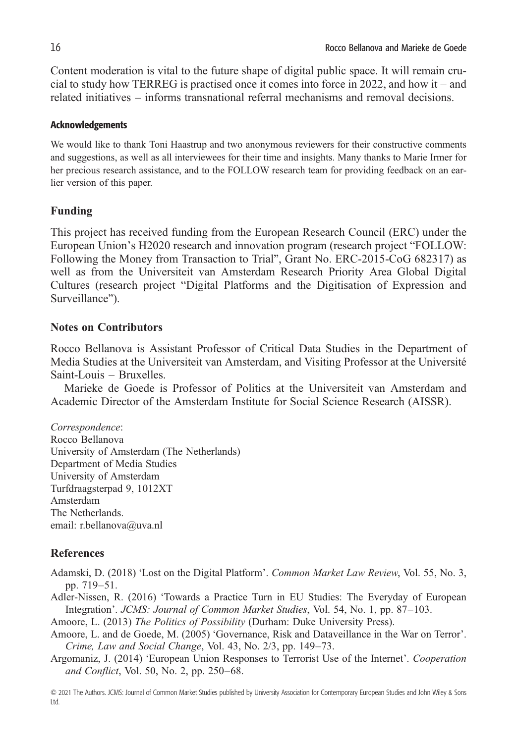Content moderation is vital to the future shape of digital public space. It will remain crucial to study how TERREG is practised once it comes into force in 2022, and how it – and related initiatives – informs transnational referral mechanisms and removal decisions.

#### Acknowledgements

We would like to thank Toni Haastrup and two anonymous reviewers for their constructive comments and suggestions, as well as all interviewees for their time and insights. Many thanks to Marie Irmer for her precious research assistance, and to the FOLLOW research team for providing feedback on an earlier version of this paper.

## Funding

This project has received funding from the European Research Council (ERC) under the European Union's H2020 research and innovation program (research project "FOLLOW: Following the Money from Transaction to Trial", Grant No. ERC-2015-CoG 682317) as well as from the Universiteit van Amsterdam Research Priority Area Global Digital Cultures (research project "Digital Platforms and the Digitisation of Expression and Surveillance").

## Notes on Contributors

Rocco Bellanova is Assistant Professor of Critical Data Studies in the Department of Media Studies at the Universiteit van Amsterdam, and Visiting Professor at the Université Saint-Louis – Bruxelles.

Marieke de Goede is Professor of Politics at the Universiteit van Amsterdam and Academic Director of the Amsterdam Institute for Social Science Research (AISSR).

*Correspondence*:
Rocco Bellanova
University of Amsterdam (The Netherlands)
Department of Media Studies
University of Amsterdam
Turfdraagsterpad 9, 1012XT
Amsterdam
The Netherlands.
email: r.bellanova@uva.nl

## References

Adamski, D. (2018) 'Lost on the Digital Platform'. *Common Market Law Review*, Vol. 55, No. 3, pp. 719–51.

Adler-Nissen, R. (2016) 'Towards a Practice Turn in EU Studies: The Everyday of European Integration'. *JCMS: Journal of Common Market Studies*, Vol. 54, No. 1, pp. 87–103.

Amoore, L. (2013) *The Politics of Possibility* (Durham: Duke University Press).

Amoore, L. and de Goede, M. (2005) 'Governance, Risk and Dataveillance in the War on Terror'. *Crime, Law and Social Change*, Vol. 43, No. 2/3, pp. 149–73.

Argomaniz, J. (2014) 'European Union Responses to Terrorist Use of the Internet'. *Cooperation and Conflict*, Vol. 50, No. 2, pp. 250–68.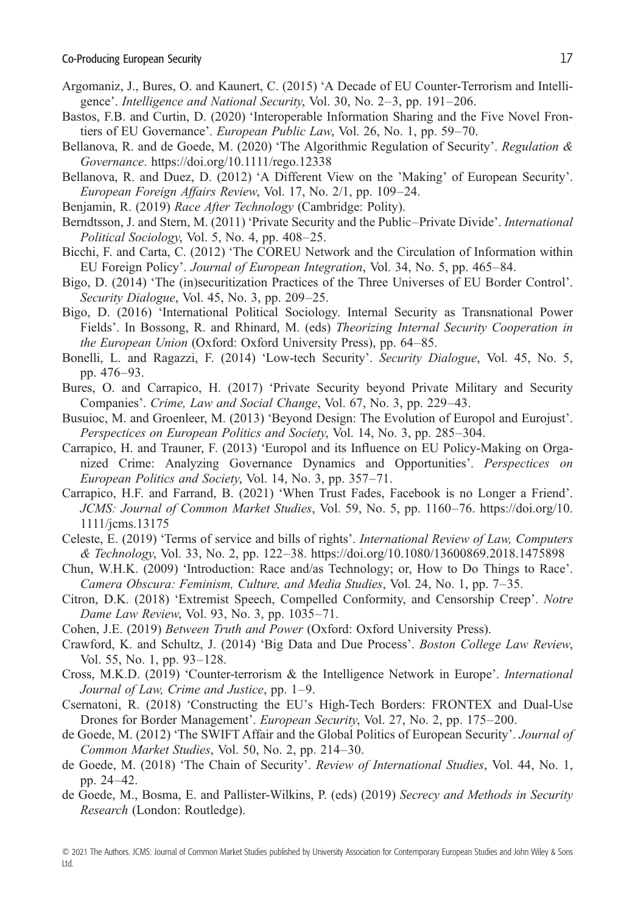Argomaniz, J., Bures, O. and Kaunert, C. (2015) 'A Decade of EU Counter-Terrorism and Intelligence'. *Intelligence and National Security*, Vol. 30, No. 2–3, pp. 191–206.

Bastos, F.B. and Curtin, D. (2020) 'Interoperable Information Sharing and the Five Novel Frontiers of EU Governance'. *European Public Law*, Vol. 26, No. 1, pp. 59–70.

Bellanova, R. and de Goede, M. (2020) 'The Algorithmic Regulation of Security'. *Regulation & Governance*. https://doi.org/10.1111/rego.12338

Bellanova, R. and Duez, D. (2012) 'A Different View on the 'Making' of European Security'. *European Foreign Affairs Review*, Vol. 17, No. 2/1, pp. 109–24.

Benjamin, R. (2019) *Race After Technology* (Cambridge: Polity).

Berndtsson, J. and Stern, M. (2011) 'Private Security and the Public–Private Divide'. *International Political Sociology*, Vol. 5, No. 4, pp. 408–25.

Bicchi, F. and Carta, C. (2012) 'The COREU Network and the Circulation of Information within EU Foreign Policy'. *Journal of European Integration*, Vol. 34, No. 5, pp. 465–84.

Bigo, D. (2014) 'The (in)securitization Practices of the Three Universes of EU Border Control'. *Security Dialogue*, Vol. 45, No. 3, pp. 209–25.

Bigo, D. (2016) 'International Political Sociology. Internal Security as Transnational Power Fields'. In Bossong, R. and Rhinard, M. (eds) *Theorizing Internal Security Cooperation in the European Union* (Oxford: Oxford University Press), pp. 64–85.

Bonelli, L. and Ragazzi, F. (2014) 'Low-tech Security'. *Security Dialogue*, Vol. 45, No. 5, pp. 476–93.

Bures, O. and Carrapico, H. (2017) 'Private Security beyond Private Military and Security Companies'. *Crime, Law and Social Change*, Vol. 67, No. 3, pp. 229–43.

Busuioc, M. and Groenleer, M. (2013) 'Beyond Design: The Evolution of Europol and Eurojust'. *Perspectives on European Politics and Society*, Vol. 14, No. 3, pp. 285–304.

Carrapico, H. and Trauner, F. (2013) 'Europol and its Influence on EU Policy-Making on Organized Crime: Analyzing Governance Dynamics and Opportunities'. *Perspectives on European Politics and Society*, Vol. 14, No. 3, pp. 357–71.

Carrapico, H.F. and Farrand, B. (2021) 'When Trust Fades, Facebook is no Longer a Friend'. *JCMS: Journal of Common Market Studies*, Vol. 59, No. 5, pp. 1160–76. https://doi.org/10.1111/jcms.13175

Celeste, E. (2019) 'Terms of service and bills of rights'. *International Review of Law, Computers & Technology*, Vol. 33, No. 2, pp. 122–38. https://doi.org/10.1080/13600869.2018.1475898

Chun, W.H.K. (2009) 'Introduction: Race and/as Technology; or, How to Do Things to Race'. *Camera Obscura: Feminism, Culture, and Media Studies*, Vol. 24, No. 1, pp. 7–35.

Citron, D.K. (2018) 'Extremist Speech, Compelled Conformity, and Censorship Creep'. *Notre Dame Law Review*, Vol. 93, No. 3, pp. 1035–71.

Cohen, J.E. (2019) *Between Truth and Power* (Oxford: Oxford University Press).

Crawford, K. and Schultz, J. (2014) 'Big Data and Due Process'. *Boston College Law Review*, Vol. 55, No. 1, pp. 93–128.

Cross, M.K.D. (2019) 'Counter-terrorism & the Intelligence Network in Europe'. *International Journal of Law, Crime and Justice*, pp. 1–9.

Csernatoni, R. (2018) 'Constructing the EU's High-Tech Borders: FRONTEX and Dual-Use Drones for Border Management'. *European Security*, Vol. 27, No. 2, pp. 175–200.

de Goede, M. (2012) 'The SWIFT Affair and the Global Politics of European Security'. *Journal of Common Market Studies*, Vol. 50, No. 2, pp. 214–30.

de Goede, M. (2018) 'The Chain of Security'. *Review of International Studies*, Vol. 44, No. 1, pp. 24–42.

de Goede, M., Bosma, E. and Pallister-Wilkins, P. (eds) (2019) *Secrecy and Methods in Security Research* (London: Routledge).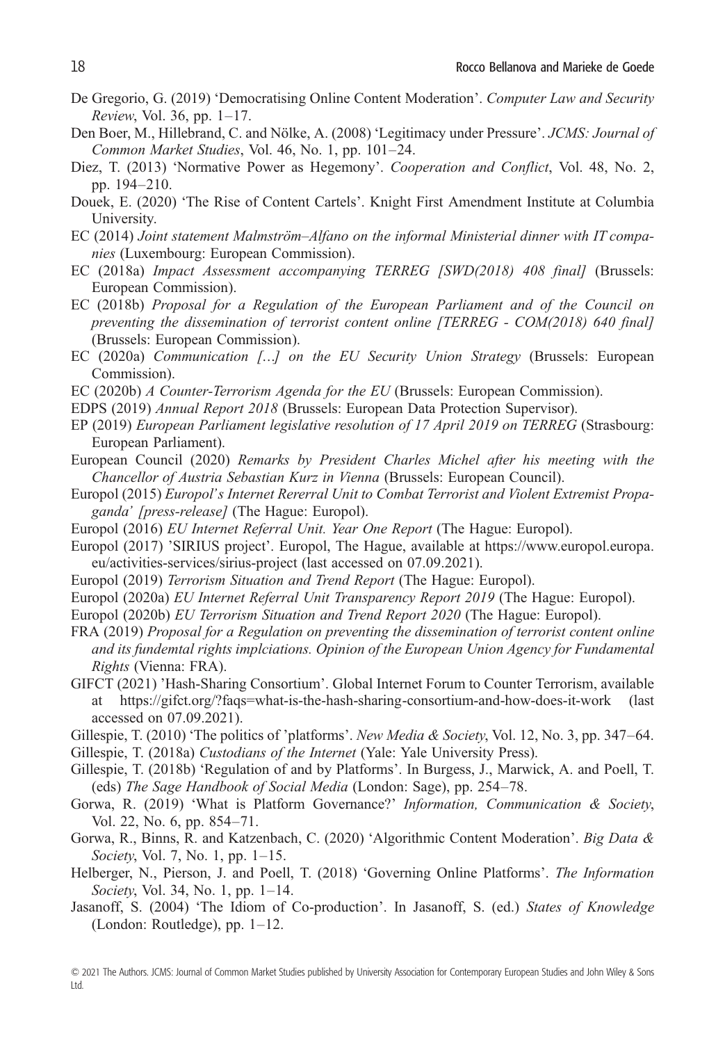De Gregorio, G. (2019) 'Democratising Online Content Moderation'. *Computer Law and Security Review*, Vol. 36, pp. 1–17.

Den Boer, M., Hillebrand, C. and Nölke, A. (2008) 'Legitimacy under Pressure'. *JCMS: Journal of Common Market Studies*, Vol. 46, No. 1, pp. 101–24.

Diez, T. (2013) 'Normative Power as Hegemony'. *Cooperation and Conflict*, Vol. 48, No. 2, pp. 194–210.

Douek, E. (2020) 'The Rise of Content Cartels'. Knight First Amendment Institute at Columbia University.

EC (2014) *Joint statement Malmström–Alfano on the informal Ministerial dinner with IT companies* (Luxembourg: European Commission).

EC (2018a) *Impact Assessment accompanying TERREG [SWD(2018) 408 final]* (Brussels: European Commission).

EC (2018b) *Proposal for a Regulation of the European Parliament and of the Council on preventing the dissemination of terrorist content online [TERREG - COM(2018) 640 final]* (Brussels: European Commission).

EC (2020a) *Communication […] on the EU Security Union Strategy* (Brussels: European Commission).

EC (2020b) *A Counter-Terrorism Agenda for the EU* (Brussels: European Commission).

EDPS (2019) *Annual Report 2018* (Brussels: European Data Protection Supervisor).

EP (2019) *European Parliament legislative resolution of 17 April 2019 on TERREG* (Strasbourg: European Parliament).

European Council (2020) *Remarks by President Charles Michel after his meeting with the Chancellor of Austria Sebastian Kurz in Vienna* (Brussels: European Council).

Europol (2015) *Europol's Internet Rererral Unit to Combat Terrorist and Violent Extremist Propaganda' [press-release]* (The Hague: Europol).

Europol (2016) *EU Internet Referral Unit. Year One Report* (The Hague: Europol).

Europol (2017) 'SIRIUS project'. Europol, The Hague, available at https://www.europol.europa.eu/activities-services/sirius-project (last accessed on 07.09.2021).

Europol (2019) *Terrorism Situation and Trend Report* (The Hague: Europol).

Europol (2020a) *EU Internet Referral Unit Transparency Report 2019* (The Hague: Europol).

Europol (2020b) *EU Terrorism Situation and Trend Report 2020* (The Hague: Europol).

FRA (2019) *Proposal for a Regulation on preventing the dissemination of terrorist content online and its fundemtal rights implciations. Opinion of the European Union Agency for Fundamental Rights* (Vienna: FRA).

GIFCT (2021) 'Hash-Sharing Consortium'. Global Internet Forum to Counter Terrorism, available at https://gifct.org/?faqs=what-is-the-hash-sharing-consortium-and-how-does-it-work (last accessed on 07.09.2021).

Gillespie, T. (2010) 'The politics of 'platforms'. *New Media & Society*, Vol. 12, No. 3, pp. 347–64.

Gillespie, T. (2018a) *Custodians of the Internet* (Yale: Yale University Press).

Gillespie, T. (2018b) 'Regulation of and by Platforms'. In Burgess, J., Marwick, A. and Poell, T. (eds) *The Sage Handbook of Social Media* (London: Sage), pp. 254–78.

Gorwa, R. (2019) 'What is Platform Governance?' *Information, Communication & Society*, Vol. 22, No. 6, pp. 854–71.

Gorwa, R., Binns, R. and Katzenbach, C. (2020) 'Algorithmic Content Moderation'. *Big Data & Society*, Vol. 7, No. 1, pp. 1–15.

Helberger, N., Pierson, J. and Poell, T. (2018) 'Governing Online Platforms'. *The Information Society*, Vol. 34, No. 1, pp. 1–14.

Jasanoff, S. (2004) 'The Idiom of Co-production'. In Jasanoff, S. (ed.) *States of Knowledge* (London: Routledge), pp. 1–12.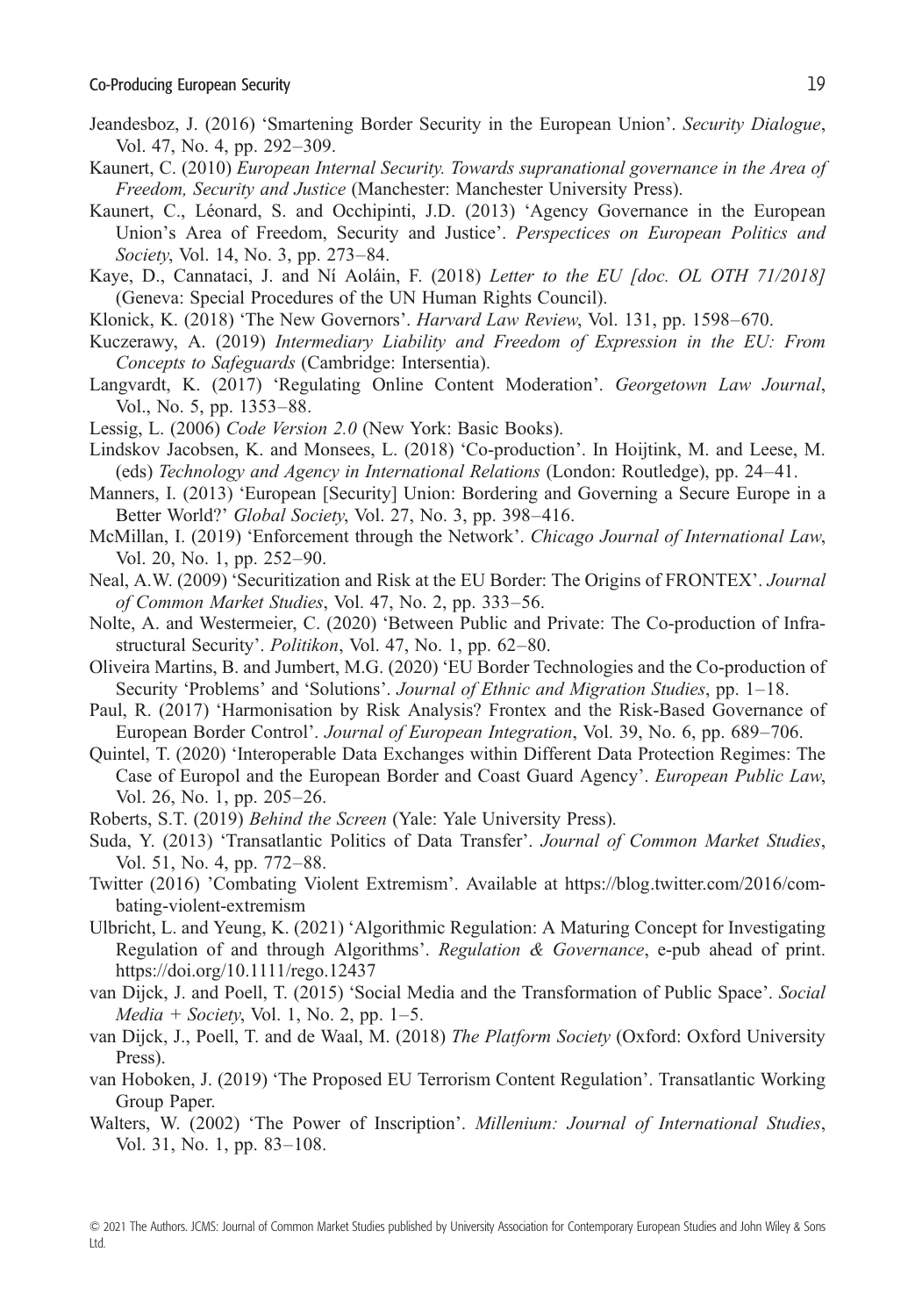Jeandesboz, J. (2016) 'Smartening Border Security in the European Union'. *Security Dialogue*, Vol. 47, No. 4, pp. 292–309.

Kaunert, C. (2010) *European Internal Security. Towards supranational governance in the Area of Freedom, Security and Justice* (Manchester: Manchester University Press).

Kaunert, C., Léonard, S. and Occhipinti, J.D. (2013) 'Agency Governance in the European Union's Area of Freedom, Security and Justice'. *Perspectices on European Politics and Society*, Vol. 14, No. 3, pp. 273–84.

Kaye, D., Cannataci, J. and Ní Aoláin, F. (2018) *Letter to the EU [doc. OL OTH 71/2018]* (Geneva: Special Procedures of the UN Human Rights Council).

Klonick, K. (2018) 'The New Governors'. *Harvard Law Review*, Vol. 131, pp. 1598–670.

Kuczerawy, A. (2019) *Intermediary Liability and Freedom of Expression in the EU: From Concepts to Safeguards* (Cambridge: Intersentia).

Langvardt, K. (2017) 'Regulating Online Content Moderation'. *Georgetown Law Journal*, Vol., No. 5, pp. 1353–88.

Lessig, L. (2006) *Code Version 2.0* (New York: Basic Books).

Lindskov Jacobsen, K. and Monsees, L. (2018) 'Co-production'. In Hoijtink, M. and Leese, M. (eds) *Technology and Agency in International Relations* (London: Routledge), pp. 24–41.

Manners, I. (2013) 'European [Security] Union: Bordering and Governing a Secure Europe in a Better World?' *Global Society*, Vol. 27, No. 3, pp. 398–416.

McMillan, I. (2019) 'Enforcement through the Network'. *Chicago Journal of International Law*, Vol. 20, No. 1, pp. 252–90.

Neal, A.W. (2009) 'Securitization and Risk at the EU Border: The Origins of FRONTEX'. *Journal of Common Market Studies*, Vol. 47, No. 2, pp. 333–56.

Nolte, A. and Westermeier, C. (2020) 'Between Public and Private: The Co-production of Infrastructural Security'. *Politikon*, Vol. 47, No. 1, pp. 62–80.

Oliveira Martins, B. and Jumbert, M.G. (2020) 'EU Border Technologies and the Co-production of Security 'Problems' and 'Solutions'. *Journal of Ethnic and Migration Studies*, pp. 1–18.

Paul, R. (2017) 'Harmonisation by Risk Analysis? Frontex and the Risk-Based Governance of European Border Control'. *Journal of European Integration*, Vol. 39, No. 6, pp. 689–706.

Quintel, T. (2020) 'Interoperable Data Exchanges within Different Data Protection Regimes: The Case of Europol and the European Border and Coast Guard Agency'. *European Public Law*, Vol. 26, No. 1, pp. 205–26.

Roberts, S.T. (2019) *Behind the Screen* (Yale: Yale University Press).

Suda, Y. (2013) 'Transatlantic Politics of Data Transfer'. *Journal of Common Market Studies*, Vol. 51, No. 4, pp. 772–88.

Twitter (2016) 'Combating Violent Extremism'. Available at https://blog.twitter.com/2016/combating-violent-extremism

Ulbricht, L. and Yeung, K. (2021) 'Algorithmic Regulation: A Maturing Concept for Investigating Regulation of and through Algorithms'. *Regulation & Governance*, e-pub ahead of print. https://doi.org/10.1111/rego.12437

van Dijck, J. and Poell, T. (2015) 'Social Media and the Transformation of Public Space'. *Social Media + Society*, Vol. 1, No. 2, pp. 1–5.

van Dijck, J., Poell, T. and de Waal, M. (2018) *The Platform Society* (Oxford: Oxford University Press).

van Hoboken, J. (2019) 'The Proposed EU Terrorism Content Regulation'. Transatlantic Working Group Paper.

Walters, W. (2002) 'The Power of Inscription'. *Millenium: Journal of International Studies*, Vol. 31, No. 1, pp. 83–108.